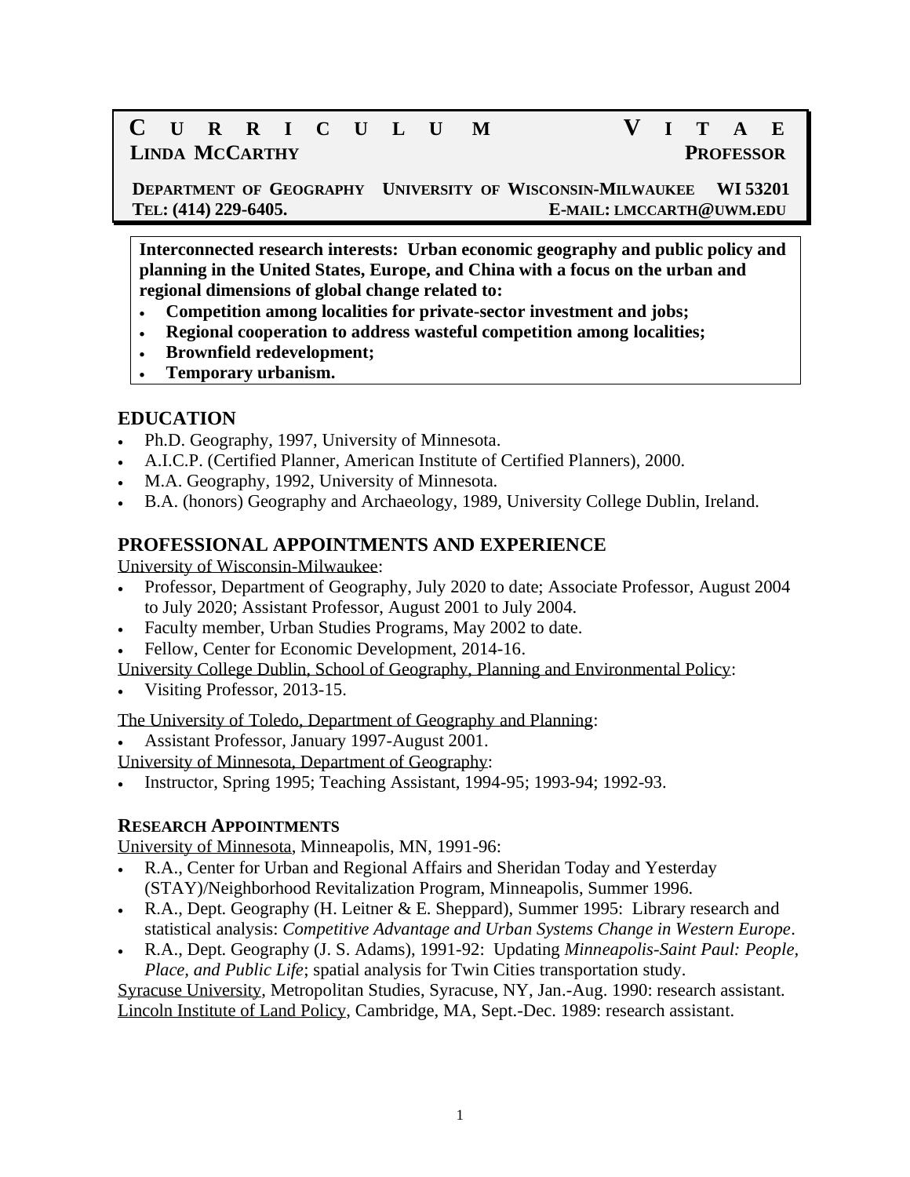# CURRICULUM VITAE

**LINDA MCCARTHY** **PROFESSOR**

**DEPARTMENT OF GEOGRAPHY UNIVERSITY OF WISCONSIN-MILWAUKEE WI 53201**
**TEL: (414) 229-6405.** **E-MAIL: LMCCARTH@UWM.EDU**

**Interconnected research interests: Urban economic geography and public policy and planning in the United States, Europe, and China with a focus on the urban and regional dimensions of global change related to:**

- **Competition among localities for private-sector investment and jobs;**
- **Regional cooperation to address wasteful competition among localities;**
- **Brownfield redevelopment;**
- **Temporary urbanism.**

## EDUCATION

- Ph.D. Geography, 1997, University of Minnesota.
- A.I.C.P. (Certified Planner, American Institute of Certified Planners), 2000.
- M.A. Geography, 1992, University of Minnesota.
- B.A. (honors) Geography and Archaeology, 1989, University College Dublin, Ireland.

## PROFESSIONAL APPOINTMENTS AND EXPERIENCE

University of Wisconsin-Milwaukee:

- Professor, Department of Geography, July 2020 to date; Associate Professor, August 2004 to July 2020; Assistant Professor, August 2001 to July 2004.
- Faculty member, Urban Studies Programs, May 2002 to date.
- Fellow, Center for Economic Development, 2014-16.

University College Dublin, School of Geography, Planning and Environmental Policy:

- Visiting Professor, 2013-15.

The University of Toledo, Department of Geography and Planning:

- Assistant Professor, January 1997-August 2001.

University of Minnesota, Department of Geography:

- Instructor, Spring 1995; Teaching Assistant, 1994-95; 1993-94; 1992-93.

### RESEARCH APPOINTMENTS

University of Minnesota, Minneapolis, MN, 1991-96:

- R.A., Center for Urban and Regional Affairs and Sheridan Today and Yesterday (STAY)/Neighborhood Revitalization Program, Minneapolis, Summer 1996.
- R.A., Dept. Geography (H. Leitner & E. Sheppard), Summer 1995: Library research and statistical analysis: *Competitive Advantage and Urban Systems Change in Western Europe*.
- R.A., Dept. Geography (J. S. Adams), 1991-92: Updating *Minneapolis-Saint Paul: People, Place, and Public Life*; spatial analysis for Twin Cities transportation study.

Syracuse University, Metropolitan Studies, Syracuse, NY, Jan.-Aug. 1990: research assistant.
Lincoln Institute of Land Policy, Cambridge, MA, Sept.-Dec. 1989: research assistant.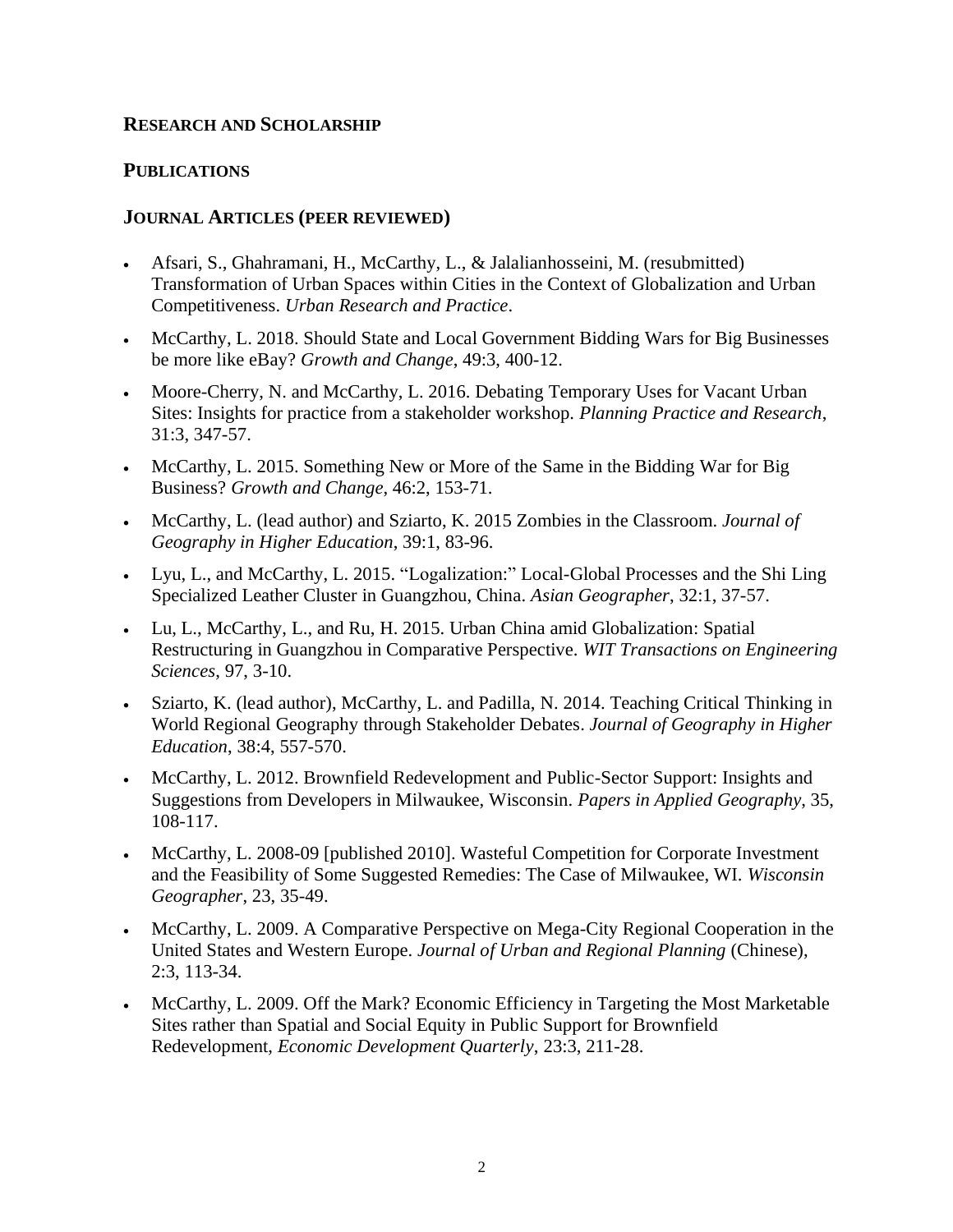## RESEARCH AND SCHOLARSHIP

## PUBLICATIONS

### JOURNAL ARTICLES (PEER REVIEWED)

- Afsari, S., Ghahramani, H., McCarthy, L., & Jalalianhosseini, M. (resubmitted) Transformation of Urban Spaces within Cities in the Context of Globalization and Urban Competitiveness. *Urban Research and Practice*.
- McCarthy, L. 2018. Should State and Local Government Bidding Wars for Big Businesses be more like eBay? *Growth and Change*, 49:3, 400-12.
- Moore-Cherry, N. and McCarthy, L. 2016. Debating Temporary Uses for Vacant Urban Sites: Insights for practice from a stakeholder workshop. *Planning Practice and Research*, 31:3, 347-57.
- McCarthy, L. 2015. Something New or More of the Same in the Bidding War for Big Business? *Growth and Change*, 46:2, 153-71.
- McCarthy, L. (lead author) and Sziarto, K. 2015 Zombies in the Classroom. *Journal of Geography in Higher Education*, 39:1, 83-96.
- Lyu, L., and McCarthy, L. 2015. "Logalization:" Local-Global Processes and the Shi Ling Specialized Leather Cluster in Guangzhou, China. *Asian Geographer*, 32:1, 37-57.
- Lu, L., McCarthy, L., and Ru, H. 2015. Urban China amid Globalization: Spatial Restructuring in Guangzhou in Comparative Perspective. *WIT Transactions on Engineering Sciences*, 97, 3-10.
- Sziarto, K. (lead author), McCarthy, L. and Padilla, N. 2014. Teaching Critical Thinking in World Regional Geography through Stakeholder Debates. *Journal of Geography in Higher Education*, 38:4, 557-570.
- McCarthy, L. 2012. Brownfield Redevelopment and Public-Sector Support: Insights and Suggestions from Developers in Milwaukee, Wisconsin. *Papers in Applied Geography*, 35, 108-117.
- McCarthy, L. 2008-09 [published 2010]. Wasteful Competition for Corporate Investment and the Feasibility of Some Suggested Remedies: The Case of Milwaukee, WI. *Wisconsin Geographer*, 23, 35-49.
- McCarthy, L. 2009. A Comparative Perspective on Mega-City Regional Cooperation in the United States and Western Europe. *Journal of Urban and Regional Planning* (Chinese), 2:3, 113-34.
- McCarthy, L. 2009. Off the Mark? Economic Efficiency in Targeting the Most Marketable Sites rather than Spatial and Social Equity in Public Support for Brownfield Redevelopment, *Economic Development Quarterly*, 23:3, 211-28.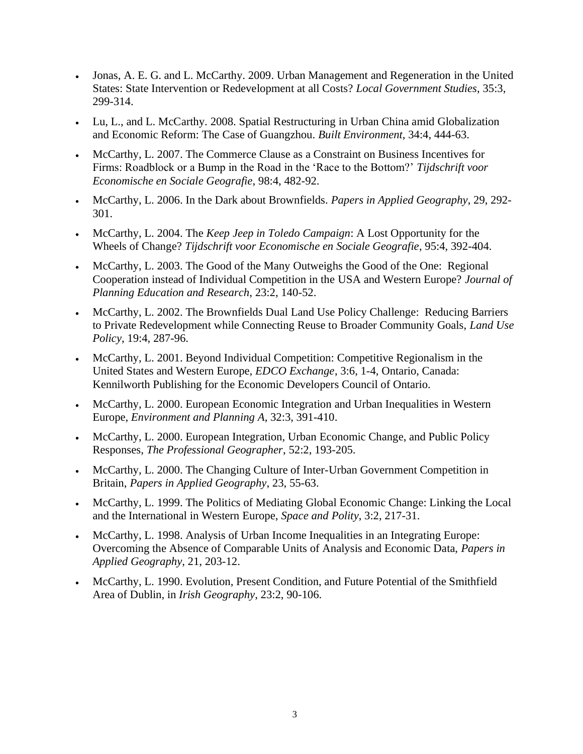- Jonas, A. E. G. and L. McCarthy. 2009. Urban Management and Regeneration in the United States: State Intervention or Redevelopment at all Costs? *Local Government Studies*, 35:3, 299-314.
- Lu, L., and L. McCarthy. 2008. Spatial Restructuring in Urban China amid Globalization and Economic Reform: The Case of Guangzhou. *Built Environment*, 34:4, 444-63.
- McCarthy, L. 2007. The Commerce Clause as a Constraint on Business Incentives for Firms: Roadblock or a Bump in the Road in the 'Race to the Bottom?' *Tijdschrift voor Economische en Sociale Geografie*, 98:4, 482-92.
- McCarthy, L. 2006. In the Dark about Brownfields. *Papers in Applied Geography*, 29, 292-301.
- McCarthy, L. 2004. The *Keep Jeep in Toledo Campaign*: A Lost Opportunity for the Wheels of Change? *Tijdschrift voor Economische en Sociale Geografie*, 95:4, 392-404.
- McCarthy, L. 2003. The Good of the Many Outweighs the Good of the One: Regional Cooperation instead of Individual Competition in the USA and Western Europe? *Journal of Planning Education and Research*, 23:2, 140-52.
- McCarthy, L. 2002. The Brownfields Dual Land Use Policy Challenge: Reducing Barriers to Private Redevelopment while Connecting Reuse to Broader Community Goals, *Land Use Policy*, 19:4, 287-96.
- McCarthy, L. 2001. Beyond Individual Competition: Competitive Regionalism in the United States and Western Europe, *EDCO Exchange*, 3:6, 1-4, Ontario, Canada: Kennilworth Publishing for the Economic Developers Council of Ontario.
- McCarthy, L. 2000. European Economic Integration and Urban Inequalities in Western Europe, *Environment and Planning A*, 32:3, 391-410.
- McCarthy, L. 2000. European Integration, Urban Economic Change, and Public Policy Responses, *The Professional Geographer*, 52:2, 193-205.
- McCarthy, L. 2000. The Changing Culture of Inter-Urban Government Competition in Britain, *Papers in Applied Geography*, 23, 55-63.
- McCarthy, L. 1999. The Politics of Mediating Global Economic Change: Linking the Local and the International in Western Europe, *Space and Polity*, 3:2, 217-31.
- McCarthy, L. 1998. Analysis of Urban Income Inequalities in an Integrating Europe: Overcoming the Absence of Comparable Units of Analysis and Economic Data, *Papers in Applied Geography*, 21, 203-12.
- McCarthy, L. 1990. Evolution, Present Condition, and Future Potential of the Smithfield Area of Dublin, in *Irish Geography*, 23:2, 90-106.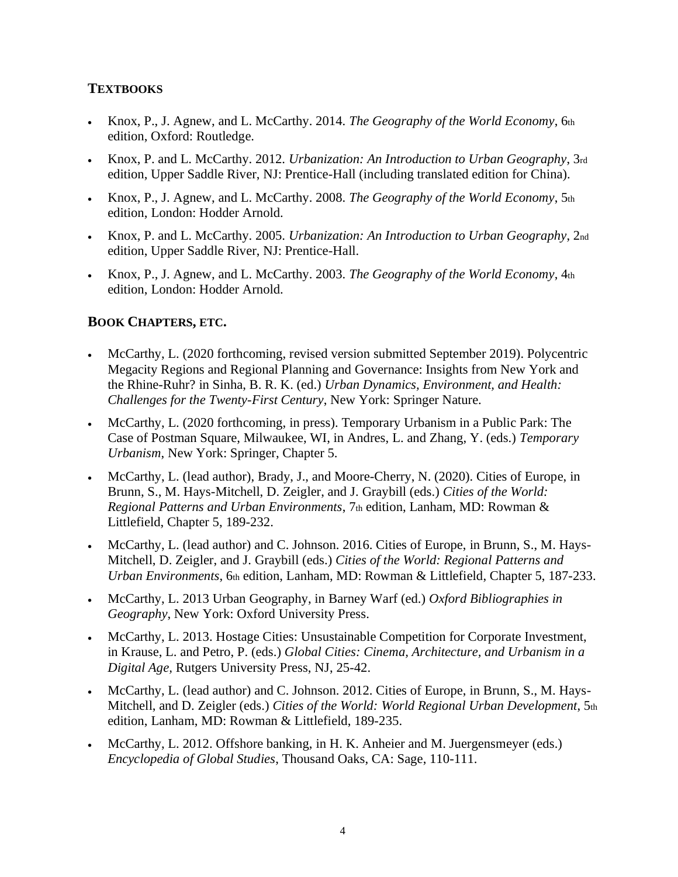## TEXTBOOKS

- Knox, P., J. Agnew, and L. McCarthy. 2014. *The Geography of the World Economy*, 6th edition, Oxford: Routledge.
- Knox, P. and L. McCarthy. 2012. *Urbanization: An Introduction to Urban Geography*, 3rd edition, Upper Saddle River, NJ: Prentice-Hall (including translated edition for China).
- Knox, P., J. Agnew, and L. McCarthy. 2008. *The Geography of the World Economy*, 5th edition, London: Hodder Arnold.
- Knox, P. and L. McCarthy. 2005. *Urbanization: An Introduction to Urban Geography*, 2nd edition, Upper Saddle River, NJ: Prentice-Hall.
- Knox, P., J. Agnew, and L. McCarthy. 2003. *The Geography of the World Economy*, 4th edition, London: Hodder Arnold.

## BOOK CHAPTERS, ETC.

- McCarthy, L. (2020 forthcoming, revised version submitted September 2019). Polycentric Megacity Regions and Regional Planning and Governance: Insights from New York and the Rhine-Ruhr? in Sinha, B. R. K. (ed.) *Urban Dynamics, Environment, and Health: Challenges for the Twenty-First Century*, New York: Springer Nature.
- McCarthy, L. (2020 forthcoming, in press). Temporary Urbanism in a Public Park: The Case of Postman Square, Milwaukee, WI, in Andres, L. and Zhang, Y. (eds.) *Temporary Urbanism*, New York: Springer, Chapter 5.
- McCarthy, L. (lead author), Brady, J., and Moore-Cherry, N. (2020). Cities of Europe, in Brunn, S., M. Hays-Mitchell, D. Zeigler, and J. Graybill (eds.) *Cities of the World: Regional Patterns and Urban Environments*, 7th edition, Lanham, MD: Rowman & Littlefield, Chapter 5, 189-232.
- McCarthy, L. (lead author) and C. Johnson. 2016. Cities of Europe, in Brunn, S., M. Hays-Mitchell, D. Zeigler, and J. Graybill (eds.) *Cities of the World: Regional Patterns and Urban Environments*, 6th edition, Lanham, MD: Rowman & Littlefield, Chapter 5, 187-233.
- McCarthy, L. 2013 Urban Geography, in Barney Warf (ed.) *Oxford Bibliographies in Geography*, New York: Oxford University Press.
- McCarthy, L. 2013. Hostage Cities: Unsustainable Competition for Corporate Investment, in Krause, L. and Petro, P. (eds.) *Global Cities: Cinema, Architecture, and Urbanism in a Digital Age*, Rutgers University Press, NJ, 25-42.
- McCarthy, L. (lead author) and C. Johnson. 2012. Cities of Europe, in Brunn, S., M. Hays-Mitchell, and D. Zeigler (eds.) *Cities of the World: World Regional Urban Development*, 5th edition, Lanham, MD: Rowman & Littlefield, 189-235.
- McCarthy, L. 2012. Offshore banking, in H. K. Anheier and M. Juergensmeyer (eds.) *Encyclopedia of Global Studies*, Thousand Oaks, CA: Sage, 110-111.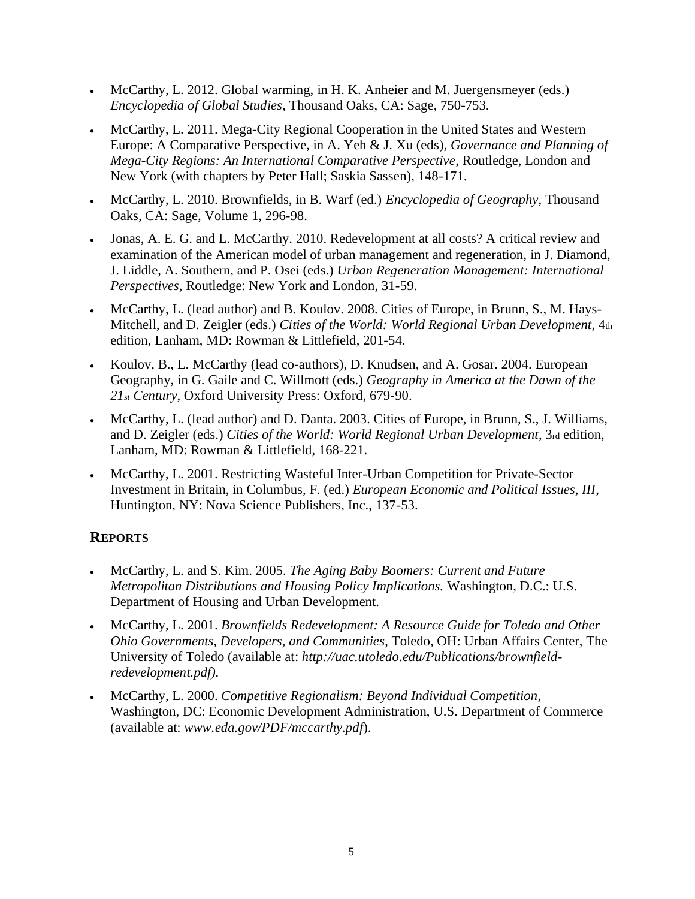- McCarthy, L. 2012. Global warming, in H. K. Anheier and M. Juergensmeyer (eds.) *Encyclopedia of Global Studies*, Thousand Oaks, CA: Sage, 750-753.
- McCarthy, L. 2011. Mega-City Regional Cooperation in the United States and Western Europe: A Comparative Perspective, in A. Yeh & J. Xu (eds), *Governance and Planning of Mega-City Regions: An International Comparative Perspective*, Routledge, London and New York (with chapters by Peter Hall; Saskia Sassen), 148-171.
- McCarthy, L. 2010. Brownfields, in B. Warf (ed.) *Encyclopedia of Geography*, Thousand Oaks, CA: Sage, Volume 1, 296-98.
- Jonas, A. E. G. and L. McCarthy. 2010. Redevelopment at all costs? A critical review and examination of the American model of urban management and regeneration, in J. Diamond, J. Liddle, A. Southern, and P. Osei (eds.) *Urban Regeneration Management: International Perspectives*, Routledge: New York and London, 31-59.
- McCarthy, L. (lead author) and B. Koulov. 2008. Cities of Europe, in Brunn, S., M. Hays-Mitchell, and D. Zeigler (eds.) *Cities of the World: World Regional Urban Development*, 4th edition, Lanham, MD: Rowman & Littlefield, 201-54.
- Koulov, B., L. McCarthy (lead co-authors), D. Knudsen, and A. Gosar. 2004. European Geography, in G. Gaile and C. Willmott (eds.) *Geography in America at the Dawn of the 21st Century*, Oxford University Press: Oxford, 679-90.
- McCarthy, L. (lead author) and D. Danta. 2003. Cities of Europe, in Brunn, S., J. Williams, and D. Zeigler (eds.) *Cities of the World: World Regional Urban Development*, 3rd edition, Lanham, MD: Rowman & Littlefield, 168-221.
- McCarthy, L. 2001. Restricting Wasteful Inter-Urban Competition for Private-Sector Investment in Britain, in Columbus, F. (ed.) *European Economic and Political Issues, III*, Huntington, NY: Nova Science Publishers, Inc., 137-53.

## REPORTS

- McCarthy, L. and S. Kim. 2005. *The Aging Baby Boomers: Current and Future Metropolitan Distributions and Housing Policy Implications.* Washington, D.C.: U.S. Department of Housing and Urban Development.
- McCarthy, L. 2001. *Brownfields Redevelopment: A Resource Guide for Toledo and Other Ohio Governments, Developers, and Communities*, Toledo, OH: Urban Affairs Center, The University of Toledo (available at: *http://uac.utoledo.edu/Publications/brownfield-redevelopment.pdf).*
- McCarthy, L. 2000. *Competitive Regionalism: Beyond Individual Competition*, Washington, DC: Economic Development Administration, U.S. Department of Commerce (available at: *www.eda.gov/PDF/mccarthy.pdf*).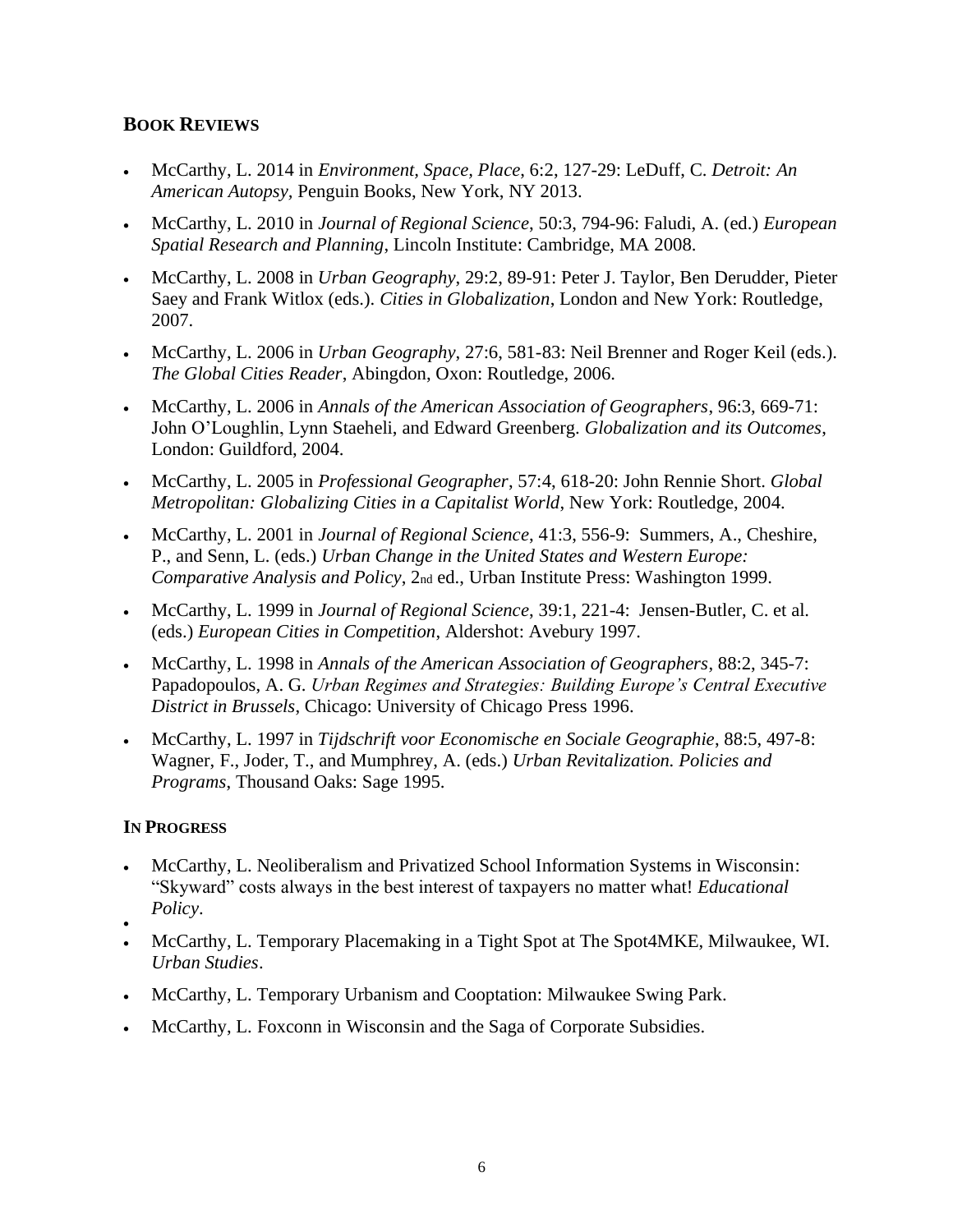## BOOK REVIEWS

- McCarthy, L. 2014 in *Environment, Space, Place*, 6:2, 127-29: LeDuff, C. *Detroit: An American Autopsy*, Penguin Books, New York, NY 2013.
- McCarthy, L. 2010 in *Journal of Regional Science*, 50:3, 794-96: Faludi, A. (ed.) *European Spatial Research and Planning*, Lincoln Institute: Cambridge, MA 2008.
- McCarthy, L. 2008 in *Urban Geography*, 29:2, 89-91: Peter J. Taylor, Ben Derudder, Pieter Saey and Frank Witlox (eds.). *Cities in Globalization*, London and New York: Routledge, 2007.
- McCarthy, L. 2006 in *Urban Geography*, 27:6, 581-83: Neil Brenner and Roger Keil (eds.). *The Global Cities Reader*, Abingdon, Oxon: Routledge, 2006.
- McCarthy, L. 2006 in *Annals of the American Association of Geographers*, 96:3, 669-71: John O'Loughlin, Lynn Staeheli, and Edward Greenberg. *Globalization and its Outcomes*, London: Guildford, 2004.
- McCarthy, L. 2005 in *Professional Geographer*, 57:4, 618-20: John Rennie Short. *Global Metropolitan: Globalizing Cities in a Capitalist World*, New York: Routledge, 2004.
- McCarthy, L. 2001 in *Journal of Regional Science*, 41:3, 556-9: Summers, A., Cheshire, P., and Senn, L. (eds.) *Urban Change in the United States and Western Europe: Comparative Analysis and Policy*, 2nd ed., Urban Institute Press: Washington 1999.
- McCarthy, L. 1999 in *Journal of Regional Science*, 39:1, 221-4: Jensen-Butler, C. et al. (eds.) *European Cities in Competition*, Aldershot: Avebury 1997.
- McCarthy, L. 1998 in *Annals of the American Association of Geographers*, 88:2, 345-7: Papadopoulos, A. G. *Urban Regimes and Strategies: Building Europe's Central Executive District in Brussels*, Chicago: University of Chicago Press 1996.
- McCarthy, L. 1997 in *Tijdschrift voor Economische en Sociale Geographie*, 88:5, 497-8: Wagner, F., Joder, T., and Mumphrey, A. (eds.) *Urban Revitalization. Policies and Programs*, Thousand Oaks: Sage 1995.

## IN PROGRESS

- McCarthy, L. Neoliberalism and Privatized School Information Systems in Wisconsin: "Skyward" costs always in the best interest of taxpayers no matter what! *Educational Policy*.
- McCarthy, L. Temporary Placemaking in a Tight Spot at The Spot4MKE, Milwaukee, WI. *Urban Studies*.
- McCarthy, L. Temporary Urbanism and Cooptation: Milwaukee Swing Park.
- McCarthy, L. Foxconn in Wisconsin and the Saga of Corporate Subsidies.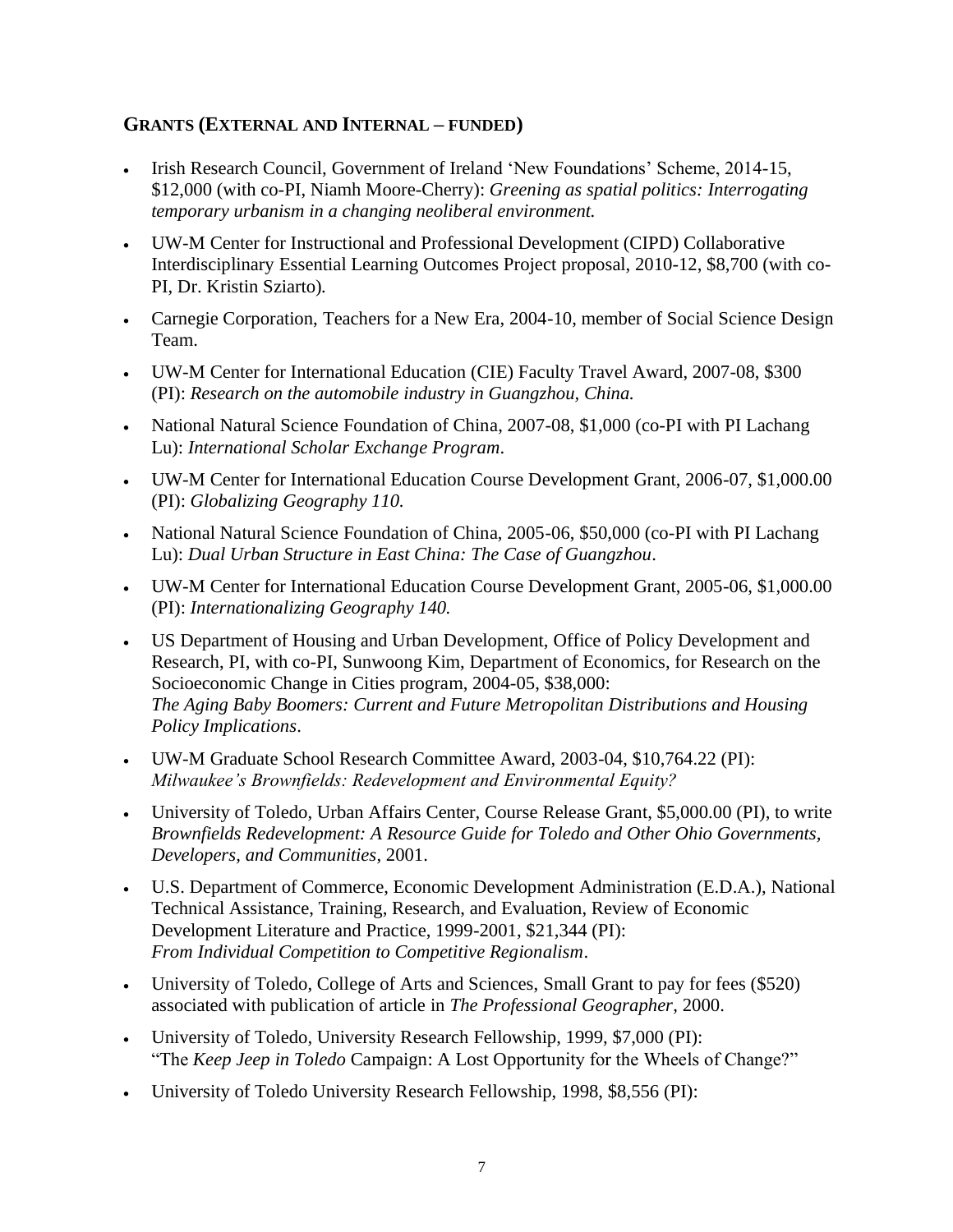## GRANTS (EXTERNAL AND INTERNAL – FUNDED)

- Irish Research Council, Government of Ireland 'New Foundations' Scheme, 2014-15, $12,000 (with co-PI, Niamh Moore-Cherry): *Greening as spatial politics: Interrogating temporary urbanism in a changing neoliberal environment.*
- UW-M Center for Instructional and Professional Development (CIPD) Collaborative Interdisciplinary Essential Learning Outcomes Project proposal, 2010-12, $8,700 (with co-PI, Dr. Kristin Sziarto).
- Carnegie Corporation, Teachers for a New Era, 2004-10, member of Social Science Design Team.
- UW-M Center for International Education (CIE) Faculty Travel Award, 2007-08, $300 (PI): *Research on the automobile industry in Guangzhou, China.*
- National Natural Science Foundation of China, 2007-08, $1,000 (co-PI with PI Lachang Lu): *International Scholar Exchange Program*.
- UW-M Center for International Education Course Development Grant, 2006-07, $1,000.00 (PI): *Globalizing Geography 110.*
- National Natural Science Foundation of China, 2005-06, $50,000 (co-PI with PI Lachang Lu): *Dual Urban Structure in East China: The Case of Guangzhou*.
- UW-M Center for International Education Course Development Grant, 2005-06, $1,000.00 (PI): *Internationalizing Geography 140.*
- US Department of Housing and Urban Development, Office of Policy Development and Research, PI, with co-PI, Sunwoong Kim, Department of Economics, for Research on the Socioeconomic Change in Cities program, 2004-05, $38,000: *The Aging Baby Boomers: Current and Future Metropolitan Distributions and Housing Policy Implications*.
- UW-M Graduate School Research Committee Award, 2003-04, $10,764.22 (PI): *Milwaukee's Brownfields: Redevelopment and Environmental Equity?*
- University of Toledo, Urban Affairs Center, Course Release Grant, $5,000.00 (PI), to write *Brownfields Redevelopment: A Resource Guide for Toledo and Other Ohio Governments, Developers, and Communities*, 2001.
- U.S. Department of Commerce, Economic Development Administration (E.D.A.), National Technical Assistance, Training, Research, and Evaluation, Review of Economic Development Literature and Practice, 1999-2001, $21,344 (PI): *From Individual Competition to Competitive Regionalism*.
- University of Toledo, College of Arts and Sciences, Small Grant to pay for fees ($520) associated with publication of article in *The Professional Geographer*, 2000.
- University of Toledo, University Research Fellowship, 1999, $7,000 (PI): "The *Keep Jeep in Toledo* Campaign: A Lost Opportunity for the Wheels of Change?"
- University of Toledo University Research Fellowship, 1998, $8,556 (PI):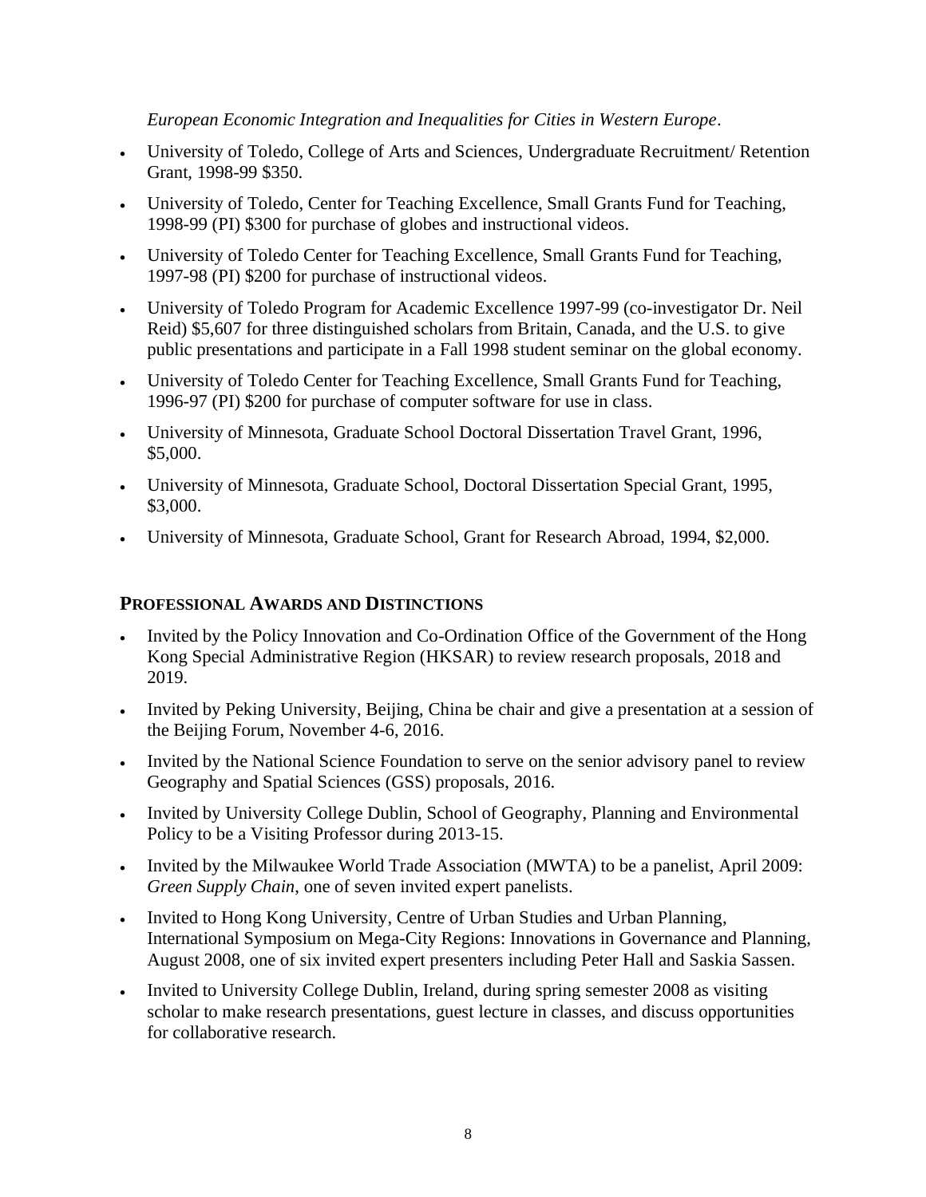*European Economic Integration and Inequalities for Cities in Western Europe*.

- University of Toledo, College of Arts and Sciences, Undergraduate Recruitment/ Retention Grant, 1998-99 $350.
- University of Toledo, Center for Teaching Excellence, Small Grants Fund for Teaching, 1998-99 (PI) $300 for purchase of globes and instructional videos.
- University of Toledo Center for Teaching Excellence, Small Grants Fund for Teaching, 1997-98 (PI) $200 for purchase of instructional videos.
- University of Toledo Program for Academic Excellence 1997-99 (co-investigator Dr. Neil Reid) $5,607 for three distinguished scholars from Britain, Canada, and the U.S. to give public presentations and participate in a Fall 1998 student seminar on the global economy.
- University of Toledo Center for Teaching Excellence, Small Grants Fund for Teaching, 1996-97 (PI) $200 for purchase of computer software for use in class.
- University of Minnesota, Graduate School Doctoral Dissertation Travel Grant, 1996, $5,000.
- University of Minnesota, Graduate School, Doctoral Dissertation Special Grant, 1995, $3,000.
- University of Minnesota, Graduate School, Grant for Research Abroad, 1994, $2,000.

## Professional Awards and Distinctions

- Invited by the Policy Innovation and Co-Ordination Office of the Government of the Hong Kong Special Administrative Region (HKSAR) to review research proposals, 2018 and 2019.
- Invited by Peking University, Beijing, China be chair and give a presentation at a session of the Beijing Forum, November 4-6, 2016.
- Invited by the National Science Foundation to serve on the senior advisory panel to review Geography and Spatial Sciences (GSS) proposals, 2016.
- Invited by University College Dublin, School of Geography, Planning and Environmental Policy to be a Visiting Professor during 2013-15.
- Invited by the Milwaukee World Trade Association (MWTA) to be a panelist, April 2009: *Green Supply Chain*, one of seven invited expert panelists.
- Invited to Hong Kong University, Centre of Urban Studies and Urban Planning, International Symposium on Mega-City Regions: Innovations in Governance and Planning, August 2008, one of six invited expert presenters including Peter Hall and Saskia Sassen.
- Invited to University College Dublin, Ireland, during spring semester 2008 as visiting scholar to make research presentations, guest lecture in classes, and discuss opportunities for collaborative research.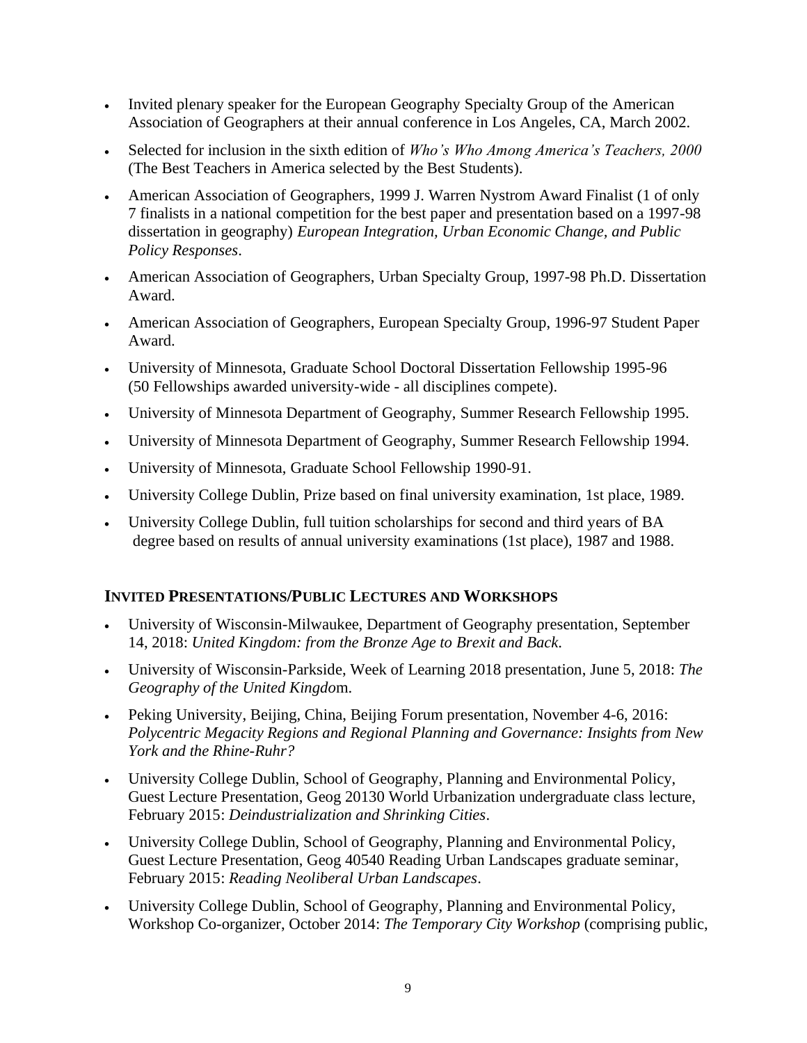- Invited plenary speaker for the European Geography Specialty Group of the American Association of Geographers at their annual conference in Los Angeles, CA, March 2002.
- Selected for inclusion in the sixth edition of *Who's Who Among America's Teachers, 2000* (The Best Teachers in America selected by the Best Students).
- American Association of Geographers, 1999 J. Warren Nystrom Award Finalist (1 of only 7 finalists in a national competition for the best paper and presentation based on a 1997-98 dissertation in geography) *European Integration, Urban Economic Change, and Public Policy Responses*.
- American Association of Geographers, Urban Specialty Group, 1997-98 Ph.D. Dissertation Award.
- American Association of Geographers, European Specialty Group, 1996-97 Student Paper Award.
- University of Minnesota, Graduate School Doctoral Dissertation Fellowship 1995-96 (50 Fellowships awarded university-wide - all disciplines compete).
- University of Minnesota Department of Geography, Summer Research Fellowship 1995.
- University of Minnesota Department of Geography, Summer Research Fellowship 1994.
- University of Minnesota, Graduate School Fellowship 1990-91.
- University College Dublin, Prize based on final university examination, 1st place, 1989.
- University College Dublin, full tuition scholarships for second and third years of BA degree based on results of annual university examinations (1st place), 1987 and 1988.

## INVITED PRESENTATIONS/PUBLIC LECTURES AND WORKSHOPS

- University of Wisconsin-Milwaukee, Department of Geography presentation, September 14, 2018: *United Kingdom: from the Bronze Age to Brexit and Back*.
- University of Wisconsin-Parkside, Week of Learning 2018 presentation, June 5, 2018: *The Geography of the United Kingdo*m.
- Peking University, Beijing, China, Beijing Forum presentation, November 4-6, 2016: *Polycentric Megacity Regions and Regional Planning and Governance: Insights from New York and the Rhine-Ruhr?*
- University College Dublin, School of Geography, Planning and Environmental Policy, Guest Lecture Presentation, Geog 20130 World Urbanization undergraduate class lecture, February 2015: *Deindustrialization and Shrinking Cities*.
- University College Dublin, School of Geography, Planning and Environmental Policy, Guest Lecture Presentation, Geog 40540 Reading Urban Landscapes graduate seminar, February 2015: *Reading Neoliberal Urban Landscapes*.
- University College Dublin, School of Geography, Planning and Environmental Policy, Workshop Co-organizer, October 2014: *The Temporary City Workshop* (comprising public,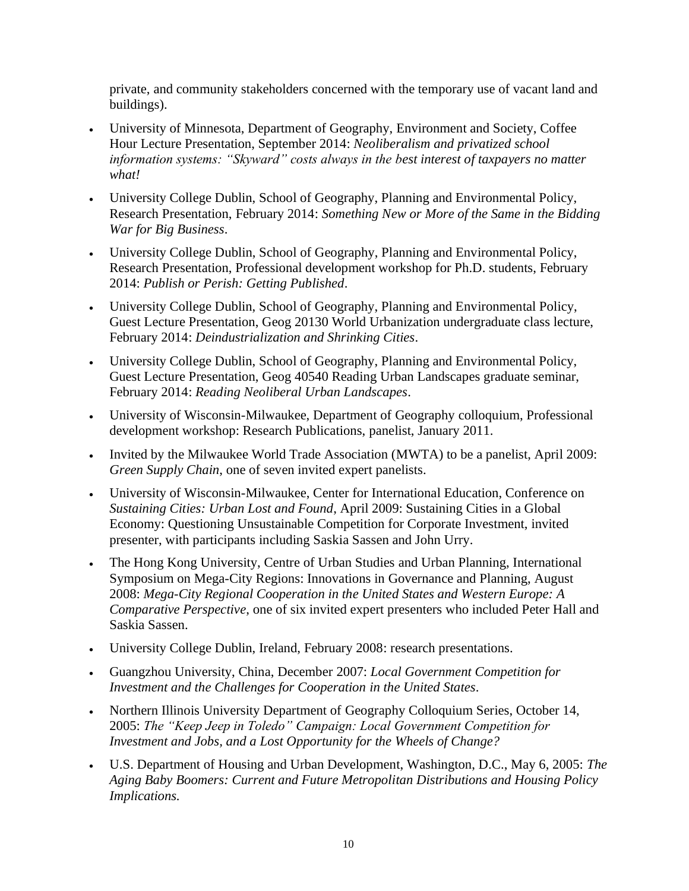private, and community stakeholders concerned with the temporary use of vacant land and buildings).

- University of Minnesota, Department of Geography, Environment and Society, Coffee Hour Lecture Presentation, September 2014: *Neoliberalism and privatized school information systems: "Skyward" costs always in the best interest of taxpayers no matter what!*
- University College Dublin, School of Geography, Planning and Environmental Policy, Research Presentation, February 2014: *Something New or More of the Same in the Bidding War for Big Business*.
- University College Dublin, School of Geography, Planning and Environmental Policy, Research Presentation, Professional development workshop for Ph.D. students, February 2014: *Publish or Perish: Getting Published*.
- University College Dublin, School of Geography, Planning and Environmental Policy, Guest Lecture Presentation, Geog 20130 World Urbanization undergraduate class lecture, February 2014: *Deindustrialization and Shrinking Cities*.
- University College Dublin, School of Geography, Planning and Environmental Policy, Guest Lecture Presentation, Geog 40540 Reading Urban Landscapes graduate seminar, February 2014: *Reading Neoliberal Urban Landscapes*.
- University of Wisconsin-Milwaukee, Department of Geography colloquium, Professional development workshop: Research Publications, panelist, January 2011.
- Invited by the Milwaukee World Trade Association (MWTA) to be a panelist, April 2009: *Green Supply Chain*, one of seven invited expert panelists.
- University of Wisconsin-Milwaukee, Center for International Education, Conference on *Sustaining Cities: Urban Lost and Found*, April 2009: Sustaining Cities in a Global Economy: Questioning Unsustainable Competition for Corporate Investment, invited presenter, with participants including Saskia Sassen and John Urry.
- The Hong Kong University, Centre of Urban Studies and Urban Planning, International Symposium on Mega-City Regions: Innovations in Governance and Planning, August 2008: *Mega-City Regional Cooperation in the United States and Western Europe: A Comparative Perspective*, one of six invited expert presenters who included Peter Hall and Saskia Sassen.
- University College Dublin, Ireland, February 2008: research presentations.
- Guangzhou University, China, December 2007: *Local Government Competition for Investment and the Challenges for Cooperation in the United States*.
- Northern Illinois University Department of Geography Colloquium Series, October 14, 2005: *The "Keep Jeep in Toledo" Campaign: Local Government Competition for Investment and Jobs, and a Lost Opportunity for the Wheels of Change?*
- U.S. Department of Housing and Urban Development, Washington, D.C., May 6, 2005: *The Aging Baby Boomers: Current and Future Metropolitan Distributions and Housing Policy Implications.*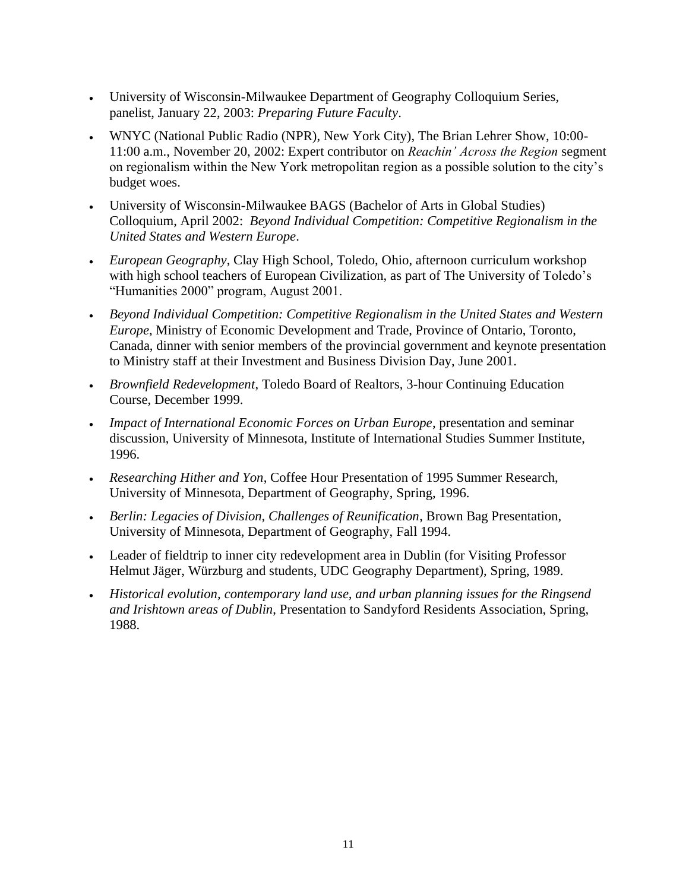- University of Wisconsin-Milwaukee Department of Geography Colloquium Series, panelist, January 22, 2003: *Preparing Future Faculty*.
- WNYC (National Public Radio (NPR), New York City), The Brian Lehrer Show, 10:00-11:00 a.m., November 20, 2002: Expert contributor on *Reachin' Across the Region* segment on regionalism within the New York metropolitan region as a possible solution to the city's budget woes.
- University of Wisconsin-Milwaukee BAGS (Bachelor of Arts in Global Studies) Colloquium, April 2002: *Beyond Individual Competition: Competitive Regionalism in the United States and Western Europe*.
- *European Geography*, Clay High School, Toledo, Ohio, afternoon curriculum workshop with high school teachers of European Civilization, as part of The University of Toledo's "Humanities 2000" program, August 2001.
- *Beyond Individual Competition: Competitive Regionalism in the United States and Western Europe*, Ministry of Economic Development and Trade, Province of Ontario, Toronto, Canada, dinner with senior members of the provincial government and keynote presentation to Ministry staff at their Investment and Business Division Day, June 2001.
- *Brownfield Redevelopment*, Toledo Board of Realtors, 3-hour Continuing Education Course, December 1999.
- *Impact of International Economic Forces on Urban Europe*, presentation and seminar discussion, University of Minnesota, Institute of International Studies Summer Institute, 1996.
- *Researching Hither and Yon*, Coffee Hour Presentation of 1995 Summer Research, University of Minnesota, Department of Geography, Spring, 1996.
- *Berlin: Legacies of Division, Challenges of Reunification*, Brown Bag Presentation, University of Minnesota, Department of Geography, Fall 1994.
- Leader of fieldtrip to inner city redevelopment area in Dublin (for Visiting Professor Helmut Jäger, Würzburg and students, UDC Geography Department), Spring, 1989.
- *Historical evolution, contemporary land use, and urban planning issues for the Ringsend and Irishtown areas of Dublin*, Presentation to Sandyford Residents Association, Spring, 1988.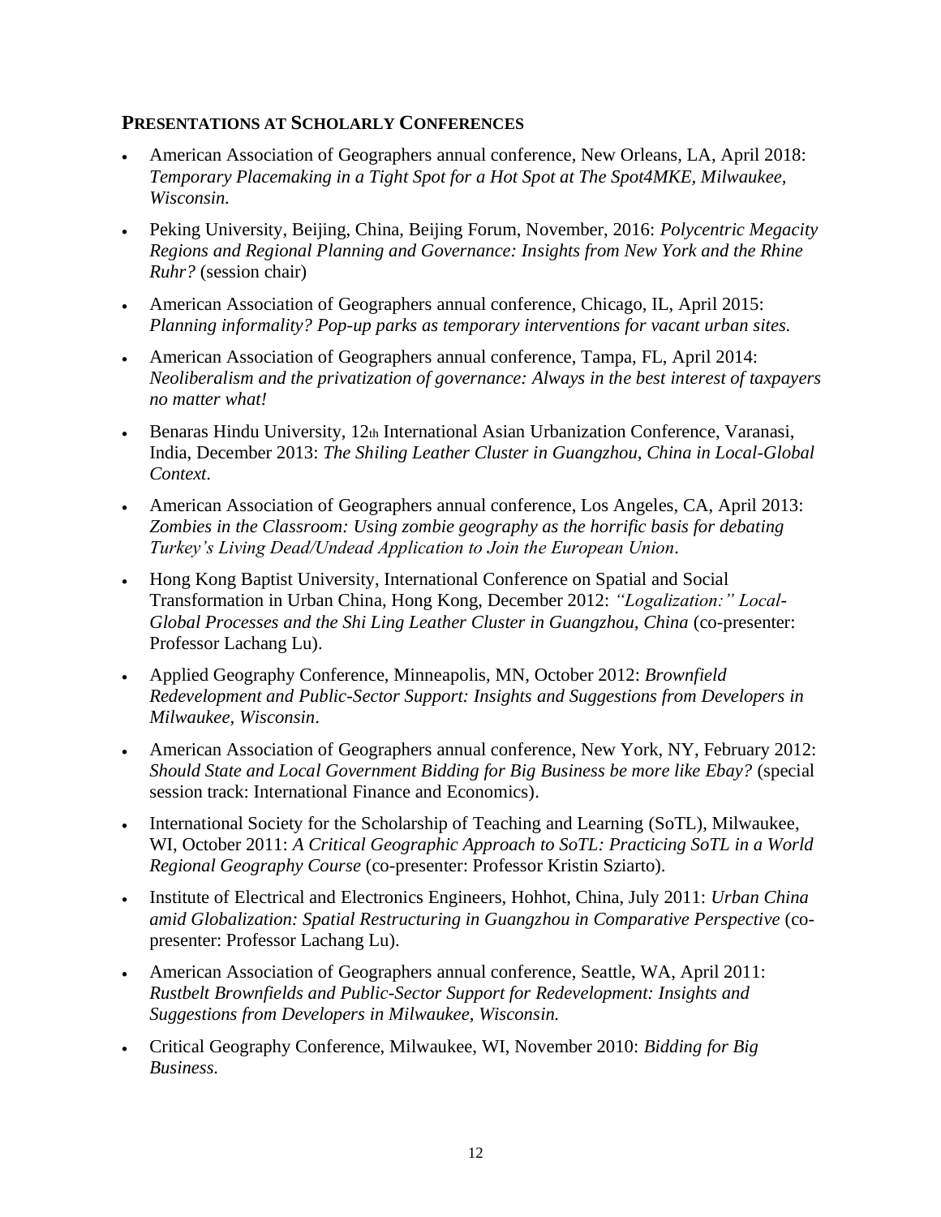## PRESENTATIONS AT SCHOLARLY CONFERENCES

- American Association of Geographers annual conference, New Orleans, LA, April 2018: *Temporary Placemaking in a Tight Spot for a Hot Spot at The Spot4MKE, Milwaukee, Wisconsin.*
- Peking University, Beijing, China, Beijing Forum, November, 2016: *Polycentric Megacity Regions and Regional Planning and Governance: Insights from New York and the Rhine Ruhr?* (session chair)
- American Association of Geographers annual conference, Chicago, IL, April 2015: *Planning informality? Pop-up parks as temporary interventions for vacant urban sites.*
- American Association of Geographers annual conference, Tampa, FL, April 2014: *Neoliberalism and the privatization of governance: Always in the best interest of taxpayers no matter what!*
- Benaras Hindu University, 12th International Asian Urbanization Conference, Varanasi, India, December 2013: *The Shiling Leather Cluster in Guangzhou, China in Local-Global Context*.
- American Association of Geographers annual conference, Los Angeles, CA, April 2013: *Zombies in the Classroom: Using zombie geography as the horrific basis for debating Turkey's Living Dead/Undead Application to Join the European Union*.
- Hong Kong Baptist University, International Conference on Spatial and Social Transformation in Urban China, Hong Kong, December 2012: *"Logalization:" Local-Global Processes and the Shi Ling Leather Cluster in Guangzhou, China* (co-presenter: Professor Lachang Lu).
- Applied Geography Conference, Minneapolis, MN, October 2012: *Brownfield Redevelopment and Public-Sector Support: Insights and Suggestions from Developers in Milwaukee, Wisconsin*.
- American Association of Geographers annual conference, New York, NY, February 2012: *Should State and Local Government Bidding for Big Business be more like Ebay?* (special session track: International Finance and Economics).
- International Society for the Scholarship of Teaching and Learning (SoTL), Milwaukee, WI, October 2011: *A Critical Geographic Approach to SoTL: Practicing SoTL in a World Regional Geography Course* (co-presenter: Professor Kristin Sziarto).
- Institute of Electrical and Electronics Engineers, Hohhot, China, July 2011: *Urban China amid Globalization: Spatial Restructuring in Guangzhou in Comparative Perspective* (co-presenter: Professor Lachang Lu).
- American Association of Geographers annual conference, Seattle, WA, April 2011: *Rustbelt Brownfields and Public-Sector Support for Redevelopment: Insights and Suggestions from Developers in Milwaukee, Wisconsin.*
- Critical Geography Conference, Milwaukee, WI, November 2010: *Bidding for Big Business.*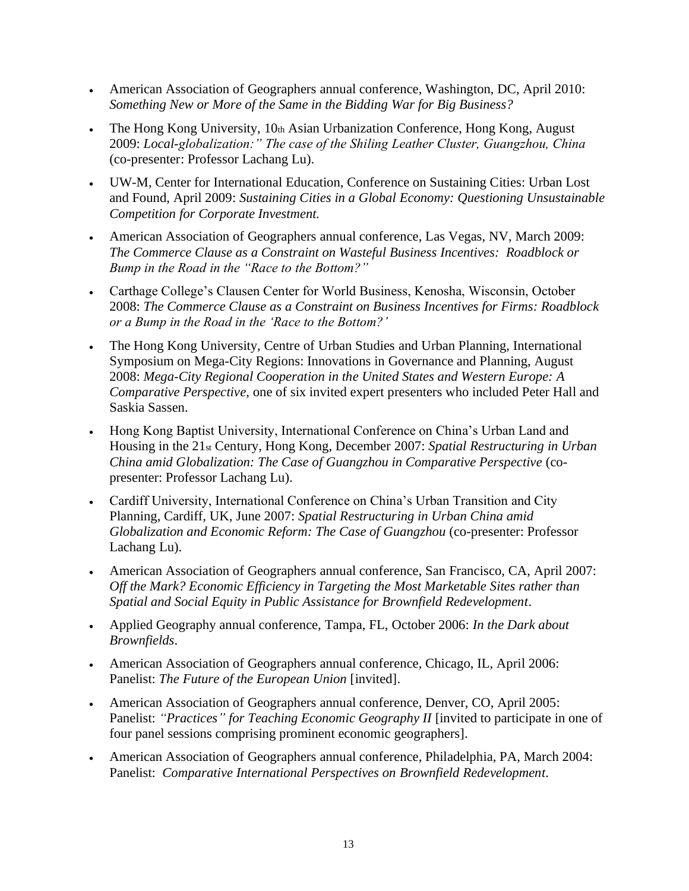- American Association of Geographers annual conference, Washington, DC, April 2010: *Something New or More of the Same in the Bidding War for Big Business?*
- The Hong Kong University, 10th Asian Urbanization Conference, Hong Kong, August 2009: *Local-globalization:" The case of the Shiling Leather Cluster, Guangzhou, China* (co-presenter: Professor Lachang Lu).
- UW-M, Center for International Education, Conference on Sustaining Cities: Urban Lost and Found, April 2009: *Sustaining Cities in a Global Economy: Questioning Unsustainable Competition for Corporate Investment.*
- American Association of Geographers annual conference, Las Vegas, NV, March 2009: *The Commerce Clause as a Constraint on Wasteful Business Incentives: Roadblock or Bump in the Road in the "Race to the Bottom?"*
- Carthage College's Clausen Center for World Business, Kenosha, Wisconsin, October 2008: *The Commerce Clause as a Constraint on Business Incentives for Firms: Roadblock or a Bump in the Road in the 'Race to the Bottom?'*
- The Hong Kong University, Centre of Urban Studies and Urban Planning, International Symposium on Mega-City Regions: Innovations in Governance and Planning, August 2008: *Mega-City Regional Cooperation in the United States and Western Europe: A Comparative Perspective*, one of six invited expert presenters who included Peter Hall and Saskia Sassen.
- Hong Kong Baptist University, International Conference on China's Urban Land and Housing in the 21st Century, Hong Kong, December 2007: *Spatial Restructuring in Urban China amid Globalization: The Case of Guangzhou in Comparative Perspective* (co-presenter: Professor Lachang Lu).
- Cardiff University, International Conference on China's Urban Transition and City Planning, Cardiff, UK, June 2007: *Spatial Restructuring in Urban China amid Globalization and Economic Reform: The Case of Guangzhou* (co-presenter: Professor Lachang Lu).
- American Association of Geographers annual conference, San Francisco, CA, April 2007: *Off the Mark? Economic Efficiency in Targeting the Most Marketable Sites rather than Spatial and Social Equity in Public Assistance for Brownfield Redevelopment*.
- Applied Geography annual conference, Tampa, FL, October 2006: *In the Dark about Brownfields*.
- American Association of Geographers annual conference, Chicago, IL, April 2006: Panelist: *The Future of the European Union* [invited].
- American Association of Geographers annual conference, Denver, CO, April 2005: Panelist: *"Practices" for Teaching Economic Geography II* [invited to participate in one of four panel sessions comprising prominent economic geographers].
- American Association of Geographers annual conference, Philadelphia, PA, March 2004: Panelist: *Comparative International Perspectives on Brownfield Redevelopment*.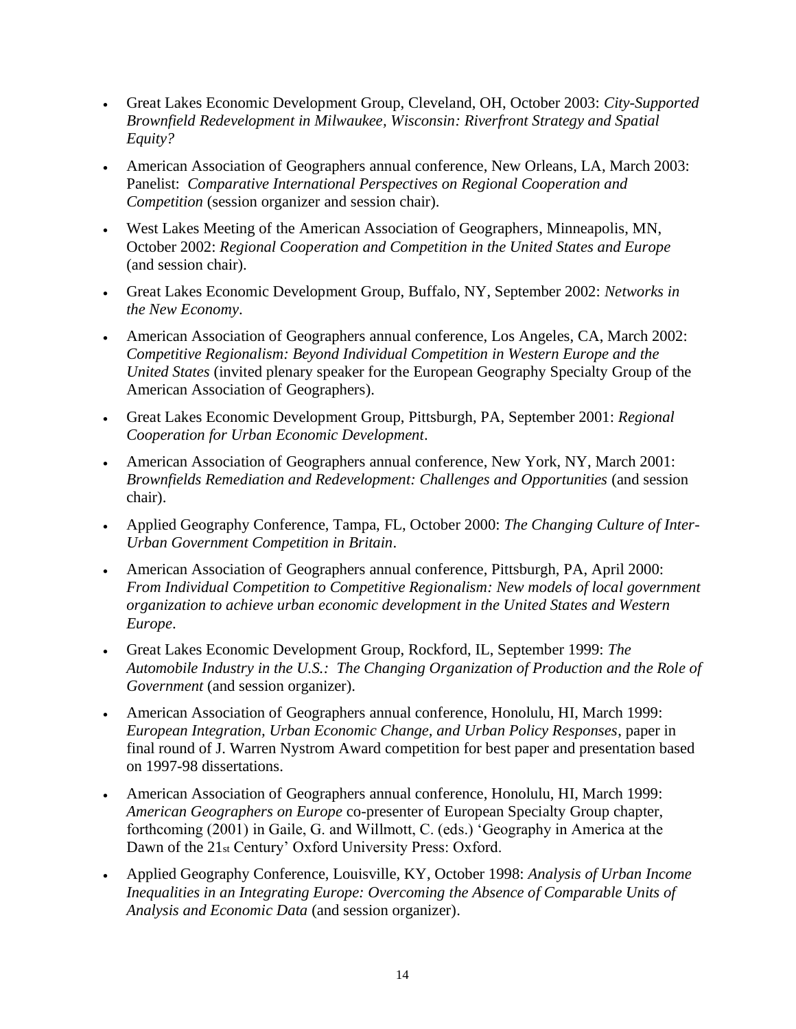- Great Lakes Economic Development Group, Cleveland, OH, October 2003: *City-Supported Brownfield Redevelopment in Milwaukee, Wisconsin: Riverfront Strategy and Spatial Equity?*
- American Association of Geographers annual conference, New Orleans, LA, March 2003: Panelist: *Comparative International Perspectives on Regional Cooperation and Competition* (session organizer and session chair).
- West Lakes Meeting of the American Association of Geographers, Minneapolis, MN, October 2002: *Regional Cooperation and Competition in the United States and Europe* (and session chair).
- Great Lakes Economic Development Group, Buffalo, NY, September 2002: *Networks in the New Economy*.
- American Association of Geographers annual conference, Los Angeles, CA, March 2002: *Competitive Regionalism: Beyond Individual Competition in Western Europe and the United States* (invited plenary speaker for the European Geography Specialty Group of the American Association of Geographers).
- Great Lakes Economic Development Group, Pittsburgh, PA, September 2001: *Regional Cooperation for Urban Economic Development*.
- American Association of Geographers annual conference, New York, NY, March 2001: *Brownfields Remediation and Redevelopment: Challenges and Opportunities* (and session chair).
- Applied Geography Conference, Tampa, FL, October 2000: *The Changing Culture of Inter-Urban Government Competition in Britain*.
- American Association of Geographers annual conference, Pittsburgh, PA, April 2000: *From Individual Competition to Competitive Regionalism: New models of local government organization to achieve urban economic development in the United States and Western Europe*.
- Great Lakes Economic Development Group, Rockford, IL, September 1999: *The Automobile Industry in the U.S.: The Changing Organization of Production and the Role of Government* (and session organizer).
- American Association of Geographers annual conference, Honolulu, HI, March 1999: *European Integration, Urban Economic Change, and Urban Policy Responses*, paper in final round of J. Warren Nystrom Award competition for best paper and presentation based on 1997-98 dissertations.
- American Association of Geographers annual conference, Honolulu, HI, March 1999: *American Geographers on Europe* co-presenter of European Specialty Group chapter, forthcoming (2001) in Gaile, G. and Willmott, C. (eds.) 'Geography in America at the Dawn of the 21st Century' Oxford University Press: Oxford.
- Applied Geography Conference, Louisville, KY, October 1998: *Analysis of Urban Income Inequalities in an Integrating Europe: Overcoming the Absence of Comparable Units of Analysis and Economic Data* (and session organizer).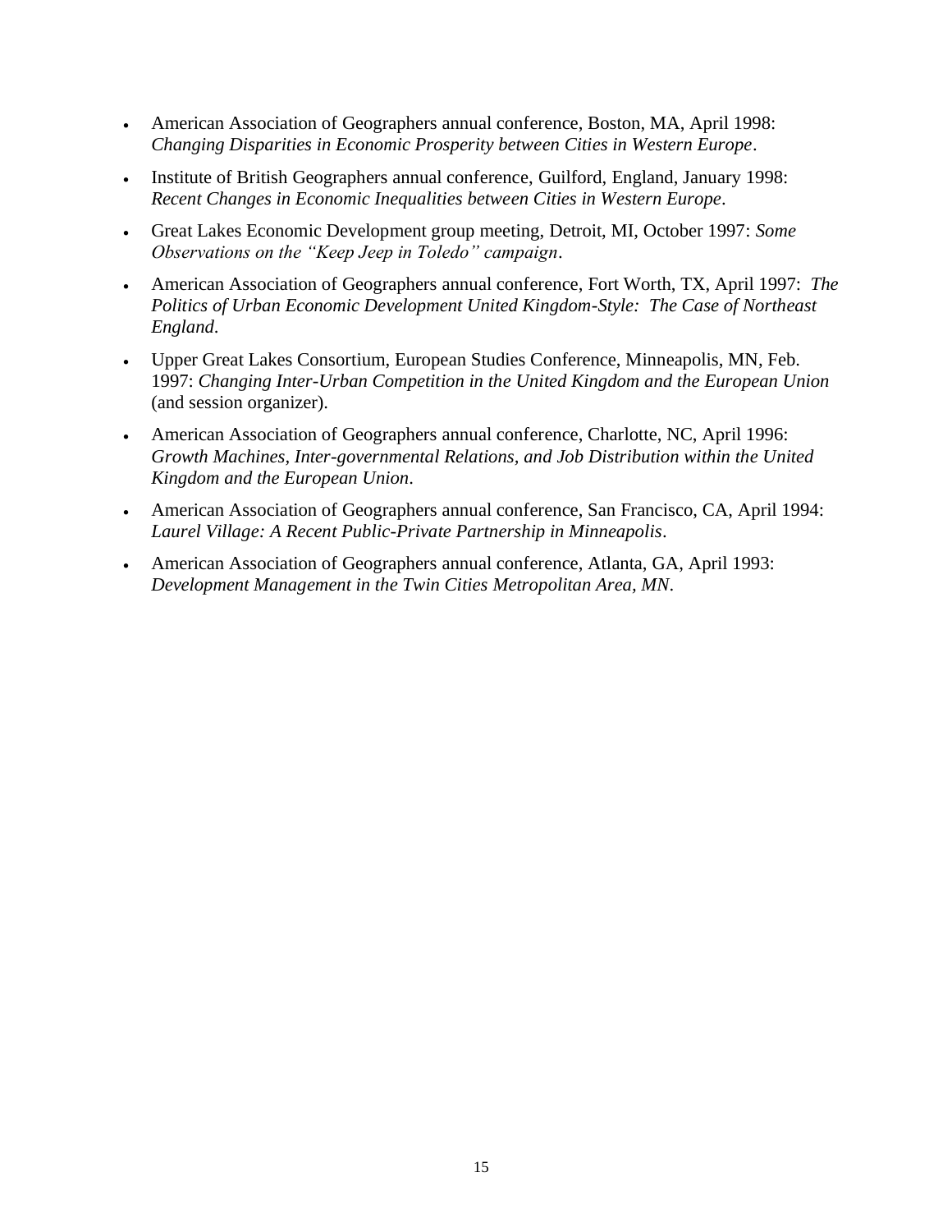- American Association of Geographers annual conference, Boston, MA, April 1998: *Changing Disparities in Economic Prosperity between Cities in Western Europe*.
- Institute of British Geographers annual conference, Guilford, England, January 1998: *Recent Changes in Economic Inequalities between Cities in Western Europe*.
- Great Lakes Economic Development group meeting, Detroit, MI, October 1997: *Some Observations on the "Keep Jeep in Toledo" campaign*.
- American Association of Geographers annual conference, Fort Worth, TX, April 1997: *The Politics of Urban Economic Development United Kingdom-Style: The Case of Northeast England*.
- Upper Great Lakes Consortium, European Studies Conference, Minneapolis, MN, Feb. 1997: *Changing Inter-Urban Competition in the United Kingdom and the European Union* (and session organizer).
- American Association of Geographers annual conference, Charlotte, NC, April 1996: *Growth Machines, Inter-governmental Relations, and Job Distribution within the United Kingdom and the European Union*.
- American Association of Geographers annual conference, San Francisco, CA, April 1994: *Laurel Village: A Recent Public-Private Partnership in Minneapolis*.
- American Association of Geographers annual conference, Atlanta, GA, April 1993: *Development Management in the Twin Cities Metropolitan Area, MN*.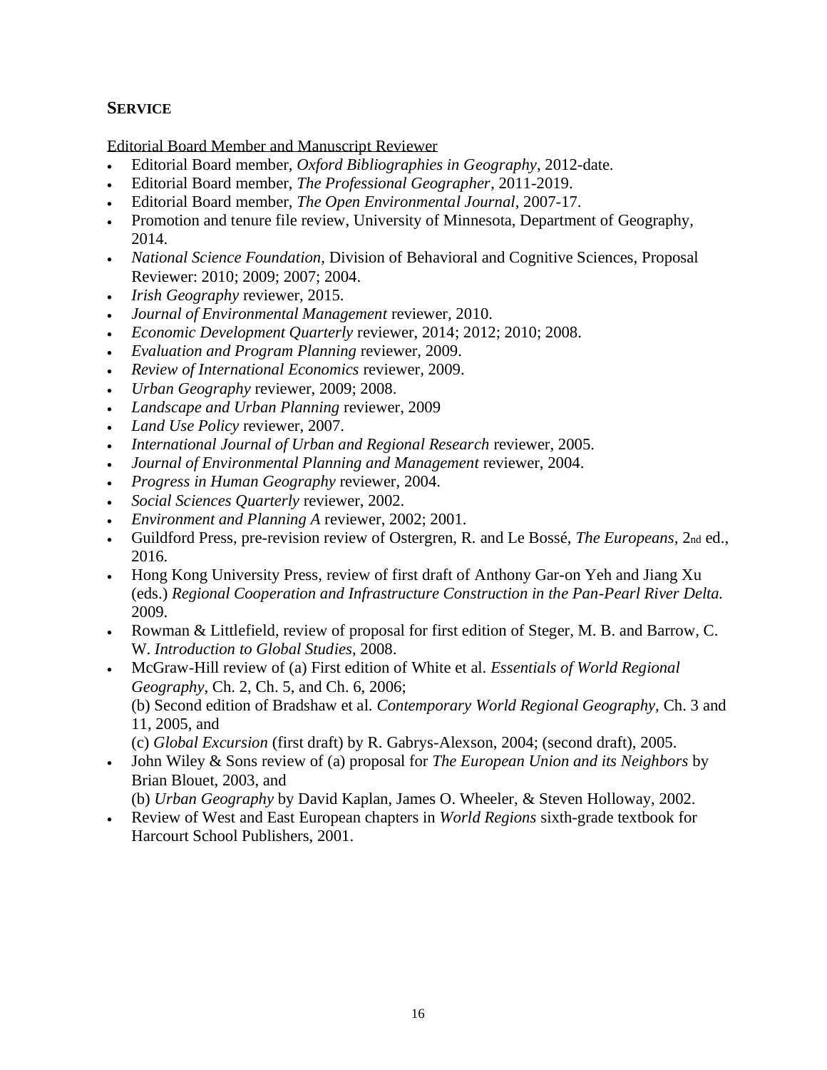## SERVICE

Editorial Board Member and Manuscript Reviewer

- Editorial Board member, *Oxford Bibliographies in Geography*, 2012-date.
- Editorial Board member, *The Professional Geographer*, 2011-2019.
- Editorial Board member, *The Open Environmental Journal*, 2007-17.
- Promotion and tenure file review, University of Minnesota, Department of Geography, 2014.
- *National Science Foundation*, Division of Behavioral and Cognitive Sciences, Proposal Reviewer: 2010; 2009; 2007; 2004.
- *Irish Geography* reviewer, 2015.
- *Journal of Environmental Management* reviewer, 2010.
- *Economic Development Quarterly* reviewer, 2014; 2012; 2010; 2008.
- *Evaluation and Program Planning* reviewer, 2009.
- *Review of International Economics* reviewer, 2009.
- *Urban Geography* reviewer, 2009; 2008.
- *Landscape and Urban Planning* reviewer, 2009
- *Land Use Policy* reviewer, 2007.
- *International Journal of Urban and Regional Research* reviewer, 2005.
- *Journal of Environmental Planning and Management* reviewer, 2004.
- *Progress in Human Geography* reviewer, 2004.
- *Social Sciences Quarterly* reviewer, 2002.
- *Environment and Planning A* reviewer, 2002; 2001.
- Guildford Press, pre-revision review of Ostergren, R. and Le Bossé, *The Europeans*, 2nd ed., 2016.
- Hong Kong University Press, review of first draft of Anthony Gar-on Yeh and Jiang Xu (eds.) *Regional Cooperation and Infrastructure Construction in the Pan-Pearl River Delta.* 2009.
- Rowman & Littlefield, review of proposal for first edition of Steger, M. B. and Barrow, C. W. *Introduction to Global Studies*, 2008.
- McGraw-Hill review of (a) First edition of White et al. *Essentials of World Regional Geography*, Ch. 2, Ch. 5, and Ch. 6, 2006;
  (b) Second edition of Bradshaw et al. *Contemporary World Regional Geography*, Ch. 3 and 11, 2005, and
  (c) *Global Excursion* (first draft) by R. Gabrys-Alexson, 2004; (second draft), 2005.
- John Wiley & Sons review of (a) proposal for *The European Union and its Neighbors* by Brian Blouet, 2003, and
  (b) *Urban Geography* by David Kaplan, James O. Wheeler, & Steven Holloway, 2002.
- Review of West and East European chapters in *World Regions* sixth-grade textbook for Harcourt School Publishers, 2001.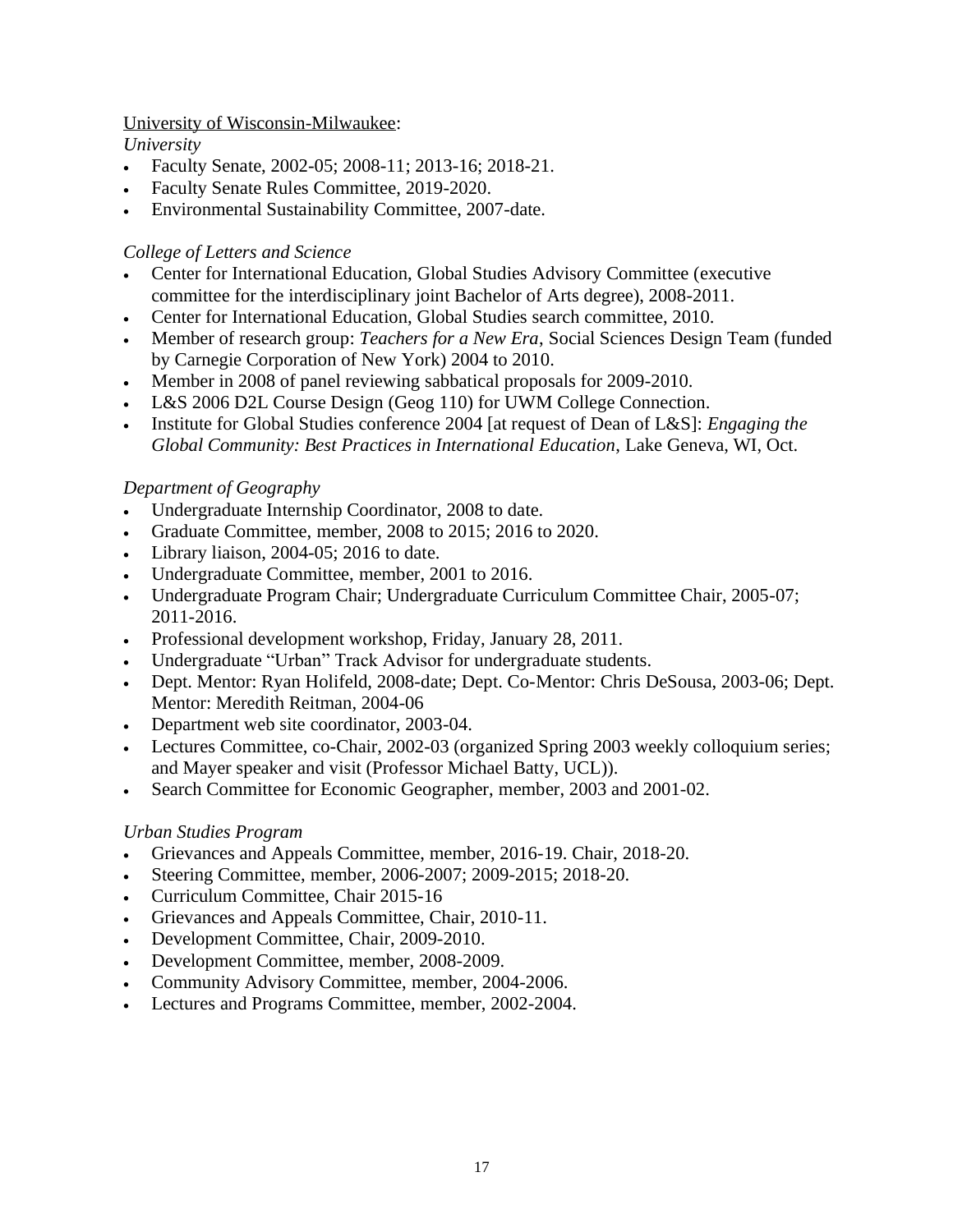University of Wisconsin-Milwaukee:

*University*

- Faculty Senate, 2002-05; 2008-11; 2013-16; 2018-21.
- Faculty Senate Rules Committee, 2019-2020.
- Environmental Sustainability Committee, 2007-date.

*College of Letters and Science*

- Center for International Education, Global Studies Advisory Committee (executive committee for the interdisciplinary joint Bachelor of Arts degree), 2008-2011.
- Center for International Education, Global Studies search committee, 2010.
- Member of research group: *Teachers for a New Era*, Social Sciences Design Team (funded by Carnegie Corporation of New York) 2004 to 2010.
- Member in 2008 of panel reviewing sabbatical proposals for 2009-2010.
- L&S 2006 D2L Course Design (Geog 110) for UWM College Connection.
- Institute for Global Studies conference 2004 [at request of Dean of L&S]: *Engaging the Global Community: Best Practices in International Education*, Lake Geneva, WI, Oct.

*Department of Geography*

- Undergraduate Internship Coordinator, 2008 to date.
- Graduate Committee, member, 2008 to 2015; 2016 to 2020.
- Library liaison, 2004-05; 2016 to date.
- Undergraduate Committee, member, 2001 to 2016.
- Undergraduate Program Chair; Undergraduate Curriculum Committee Chair, 2005-07; 2011-2016.
- Professional development workshop, Friday, January 28, 2011.
- Undergraduate "Urban" Track Advisor for undergraduate students.
- Dept. Mentor: Ryan Holifeld, 2008-date; Dept. Co-Mentor: Chris DeSousa, 2003-06; Dept. Mentor: Meredith Reitman, 2004-06
- Department web site coordinator, 2003-04.
- Lectures Committee, co-Chair, 2002-03 (organized Spring 2003 weekly colloquium series; and Mayer speaker and visit (Professor Michael Batty, UCL)).
- Search Committee for Economic Geographer, member, 2003 and 2001-02.

*Urban Studies Program*

- Grievances and Appeals Committee, member, 2016-19. Chair, 2018-20.
- Steering Committee, member, 2006-2007; 2009-2015; 2018-20.
- Curriculum Committee, Chair 2015-16
- Grievances and Appeals Committee, Chair, 2010-11.
- Development Committee, Chair, 2009-2010.
- Development Committee, member, 2008-2009.
- Community Advisory Committee, member, 2004-2006.
- Lectures and Programs Committee, member, 2002-2004.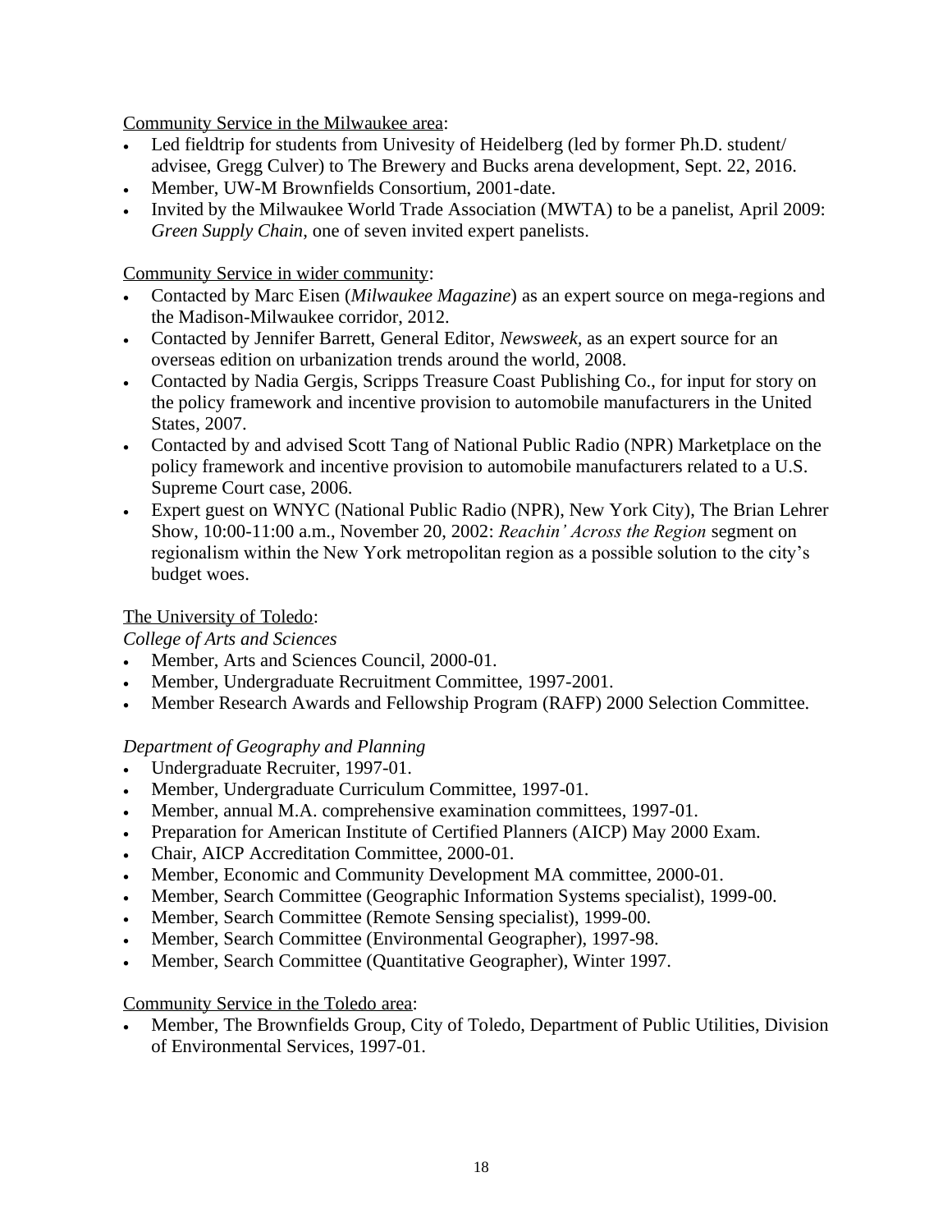Community Service in the Milwaukee area:

- Led fieldtrip for students from Univesity of Heidelberg (led by former Ph.D. student/ advisee, Gregg Culver) to The Brewery and Bucks arena development, Sept. 22, 2016.
- Member, UW-M Brownfields Consortium, 2001-date.
- Invited by the Milwaukee World Trade Association (MWTA) to be a panelist, April 2009: *Green Supply Chain*, one of seven invited expert panelists.

Community Service in wider community:

- Contacted by Marc Eisen (*Milwaukee Magazine*) as an expert source on mega-regions and the Madison-Milwaukee corridor, 2012.
- Contacted by Jennifer Barrett, General Editor, *Newsweek*, as an expert source for an overseas edition on urbanization trends around the world, 2008.
- Contacted by Nadia Gergis, Scripps Treasure Coast Publishing Co., for input for story on the policy framework and incentive provision to automobile manufacturers in the United States, 2007.
- Contacted by and advised Scott Tang of National Public Radio (NPR) Marketplace on the policy framework and incentive provision to automobile manufacturers related to a U.S. Supreme Court case, 2006.
- Expert guest on WNYC (National Public Radio (NPR), New York City), The Brian Lehrer Show, 10:00-11:00 a.m., November 20, 2002: *Reachin' Across the Region* segment on regionalism within the New York metropolitan region as a possible solution to the city's budget woes.

The University of Toledo:

*College of Arts and Sciences*

- Member, Arts and Sciences Council, 2000-01.
- Member, Undergraduate Recruitment Committee, 1997-2001.
- Member Research Awards and Fellowship Program (RAFP) 2000 Selection Committee.

*Department of Geography and Planning*

- Undergraduate Recruiter, 1997-01.
- Member, Undergraduate Curriculum Committee, 1997-01.
- Member, annual M.A. comprehensive examination committees, 1997-01.
- Preparation for American Institute of Certified Planners (AICP) May 2000 Exam.
- Chair, AICP Accreditation Committee, 2000-01.
- Member, Economic and Community Development MA committee, 2000-01.
- Member, Search Committee (Geographic Information Systems specialist), 1999-00.
- Member, Search Committee (Remote Sensing specialist), 1999-00.
- Member, Search Committee (Environmental Geographer), 1997-98.
- Member, Search Committee (Quantitative Geographer), Winter 1997.

Community Service in the Toledo area:

- Member, The Brownfields Group, City of Toledo, Department of Public Utilities, Division of Environmental Services, 1997-01.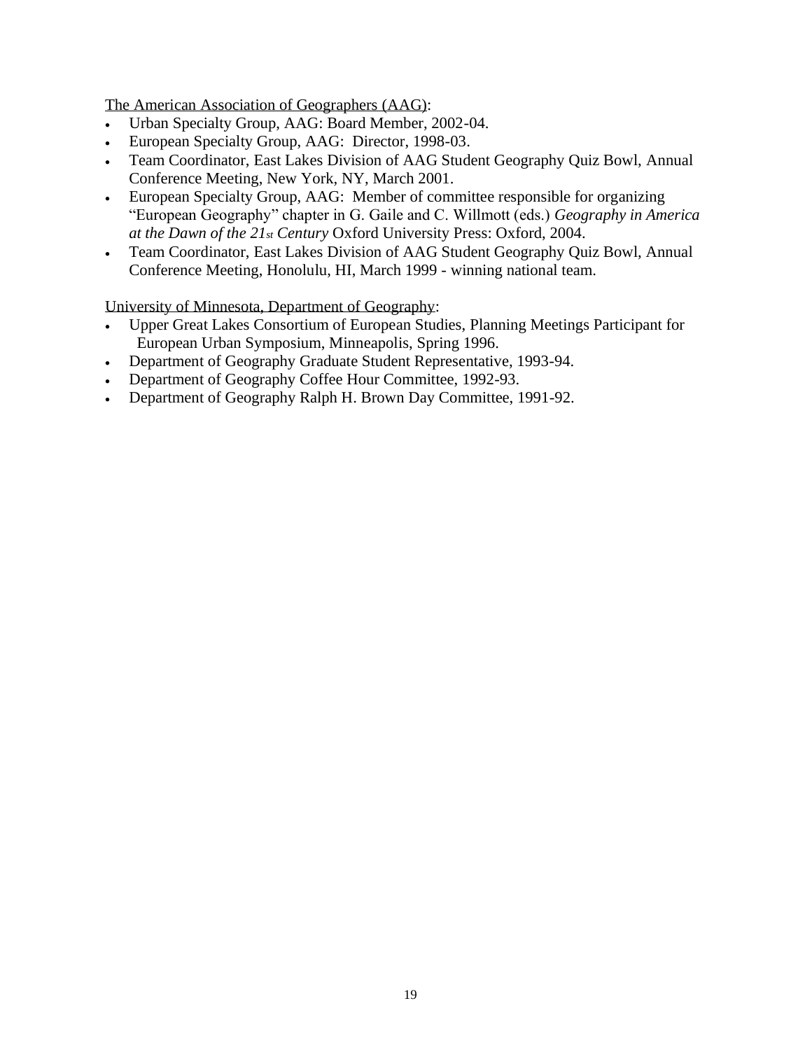The American Association of Geographers (AAG):

- Urban Specialty Group, AAG: Board Member, 2002-04.
- European Specialty Group, AAG: Director, 1998-03.
- Team Coordinator, East Lakes Division of AAG Student Geography Quiz Bowl, Annual Conference Meeting, New York, NY, March 2001.
- European Specialty Group, AAG: Member of committee responsible for organizing "European Geography" chapter in G. Gaile and C. Willmott (eds.) *Geography in America at the Dawn of the 21st Century* Oxford University Press: Oxford, 2004.
- Team Coordinator, East Lakes Division of AAG Student Geography Quiz Bowl, Annual Conference Meeting, Honolulu, HI, March 1999 - winning national team.

University of Minnesota, Department of Geography:

- Upper Great Lakes Consortium of European Studies, Planning Meetings Participant for European Urban Symposium, Minneapolis, Spring 1996.
- Department of Geography Graduate Student Representative, 1993-94.
- Department of Geography Coffee Hour Committee, 1992-93.
- Department of Geography Ralph H. Brown Day Committee, 1991-92.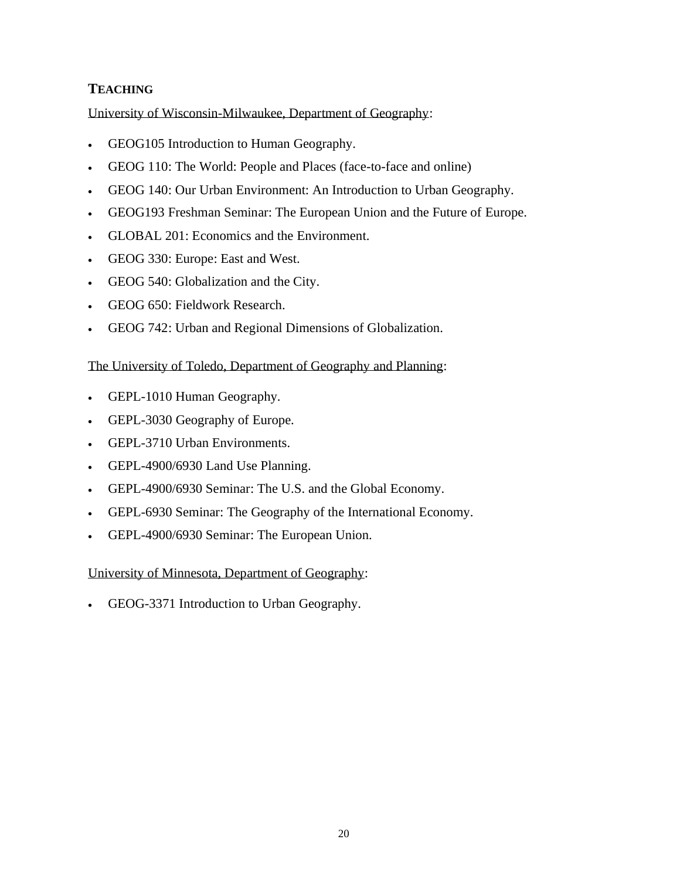## TEACHING

University of Wisconsin-Milwaukee, Department of Geography:

- GEOG105 Introduction to Human Geography.
- GEOG 110: The World: People and Places (face-to-face and online)
- GEOG 140: Our Urban Environment: An Introduction to Urban Geography.
- GEOG193 Freshman Seminar: The European Union and the Future of Europe.
- GLOBAL 201: Economics and the Environment.
- GEOG 330: Europe: East and West.
- GEOG 540: Globalization and the City.
- GEOG 650: Fieldwork Research.
- GEOG 742: Urban and Regional Dimensions of Globalization.

The University of Toledo, Department of Geography and Planning:

- GEPL-1010 Human Geography.
- GEPL-3030 Geography of Europe.
- GEPL-3710 Urban Environments.
- GEPL-4900/6930 Land Use Planning.
- GEPL-4900/6930 Seminar: The U.S. and the Global Economy.
- GEPL-6930 Seminar: The Geography of the International Economy.
- GEPL-4900/6930 Seminar: The European Union.

University of Minnesota, Department of Geography:

- GEOG-3371 Introduction to Urban Geography.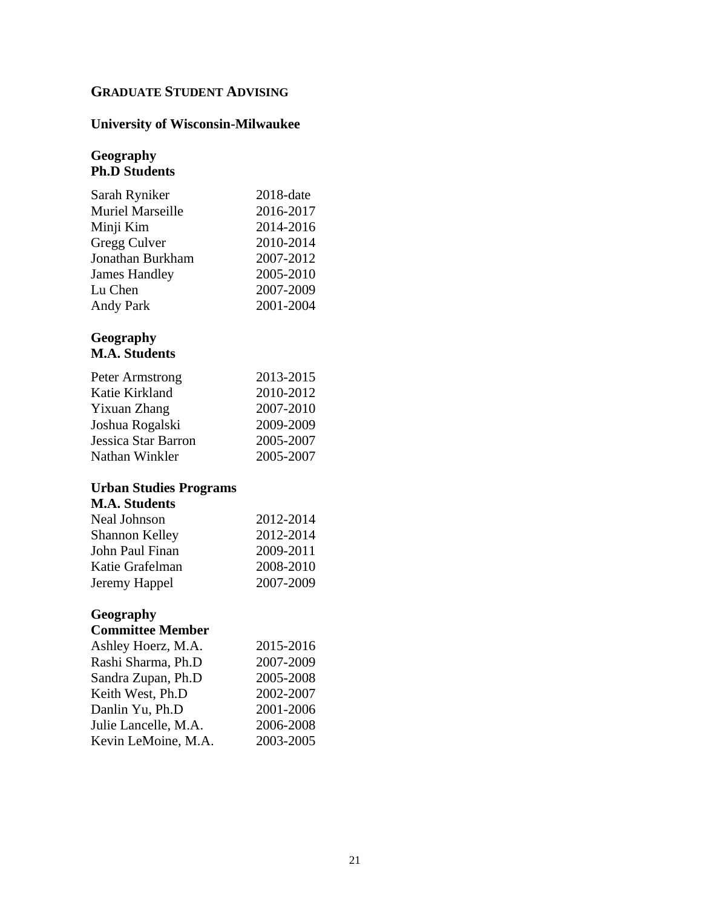## GRADUATE STUDENT ADVISING

### University of Wisconsin-Milwaukee

**Geography**
**Ph.D Students**

| | |
|---|---|
| Sarah Ryniker | 2018-date |
| Muriel Marseille | 2016-2017 |
| Minji Kim | 2014-2016 |
| Gregg Culver | 2010-2014 |
| Jonathan Burkham | 2007-2012 |
| James Handley | 2005-2010 |
| Lu Chen | 2007-2009 |
| Andy Park | 2001-2004 |

**Geography**
**M.A. Students**

| | |
|---|---|
| Peter Armstrong | 2013-2015 |
| Katie Kirkland | 2010-2012 |
| Yixuan Zhang | 2007-2010 |
| Joshua Rogalski | 2009-2009 |
| Jessica Star Barron | 2005-2007 |
| Nathan Winkler | 2005-2007 |

**Urban Studies Programs**
**M.A. Students**

| | |
|---|---|
| Neal Johnson | 2012-2014 |
| Shannon Kelley | 2012-2014 |
| John Paul Finan | 2009-2011 |
| Katie Grafelman | 2008-2010 |
| Jeremy Happel | 2007-2009 |

**Geography**
**Committee Member**

| | |
|---|---|
| Ashley Hoerz, M.A. | 2015-2016 |
| Rashi Sharma, Ph.D | 2007-2009 |
| Sandra Zupan, Ph.D | 2005-2008 |
| Keith West, Ph.D | 2002-2007 |
| Danlin Yu, Ph.D | 2001-2006 |
| Julie Lancelle, M.A. | 2006-2008 |
| Kevin LeMoine, M.A. | 2003-2005 |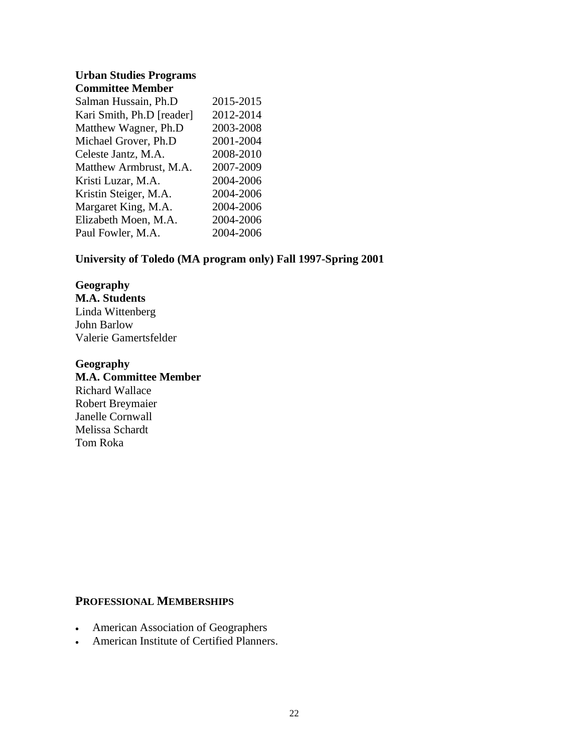**Urban Studies Programs**
**Committee Member**

| | |
|---|---|
| Salman Hussain, Ph.D | 2015-2015 |
| Kari Smith, Ph.D [reader] | 2012-2014 |
| Matthew Wagner, Ph.D | 2003-2008 |
| Michael Grover, Ph.D | 2001-2004 |
| Celeste Jantz, M.A. | 2008-2010 |
| Matthew Armbrust, M.A. | 2007-2009 |
| Kristi Luzar, M.A. | 2004-2006 |
| Kristin Steiger, M.A. | 2004-2006 |
| Margaret King, M.A. | 2004-2006 |
| Elizabeth Moen, M.A. | 2004-2006 |
| Paul Fowler, M.A. | 2004-2006 |

**University of Toledo (MA program only) Fall 1997-Spring 2001**

**Geography**
**M.A. Students**
Linda Wittenberg
John Barlow
Valerie Gamertsfelder

**Geography**
**M.A. Committee Member**
Richard Wallace
Robert Breymaier
Janelle Cornwall
Melissa Schardt
Tom Roka

## PROFESSIONAL MEMBERSHIPS

- American Association of Geographers
- American Institute of Certified Planners.